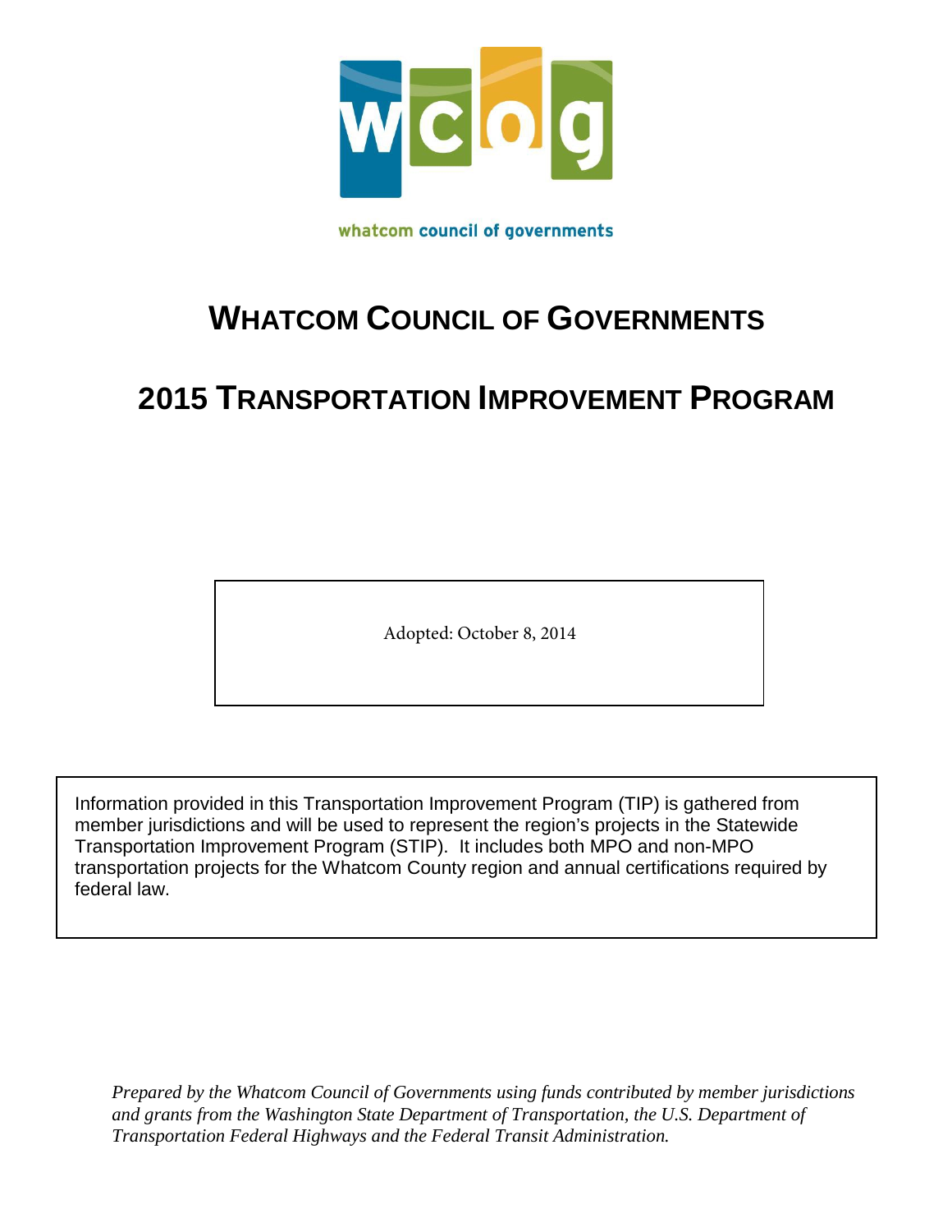whatcom council of governments

# WHATCOM COUNCIL OF GOVERNMENTS

# 2015 TRANSPORTATION IMPROVEMENT PROGRAM

Adopted: October 8, 2014

Information provided in this Transportation Improvement Program (TIP) is gathered from member jurisdictions and will be used to represent the region's projects in the Statewide Transportation Improvement Program (STIP). It includes both MPO and non-MPO transportation projects for the Whatcom County region and annual certifications required by federal law.

*Prepared by the Whatcom Council of Governments using funds contributed by member jurisdictions and grants from the Washington State Department of Transportation, the U.S. Department of Transportation Federal Highways and the Federal Transit Administration.*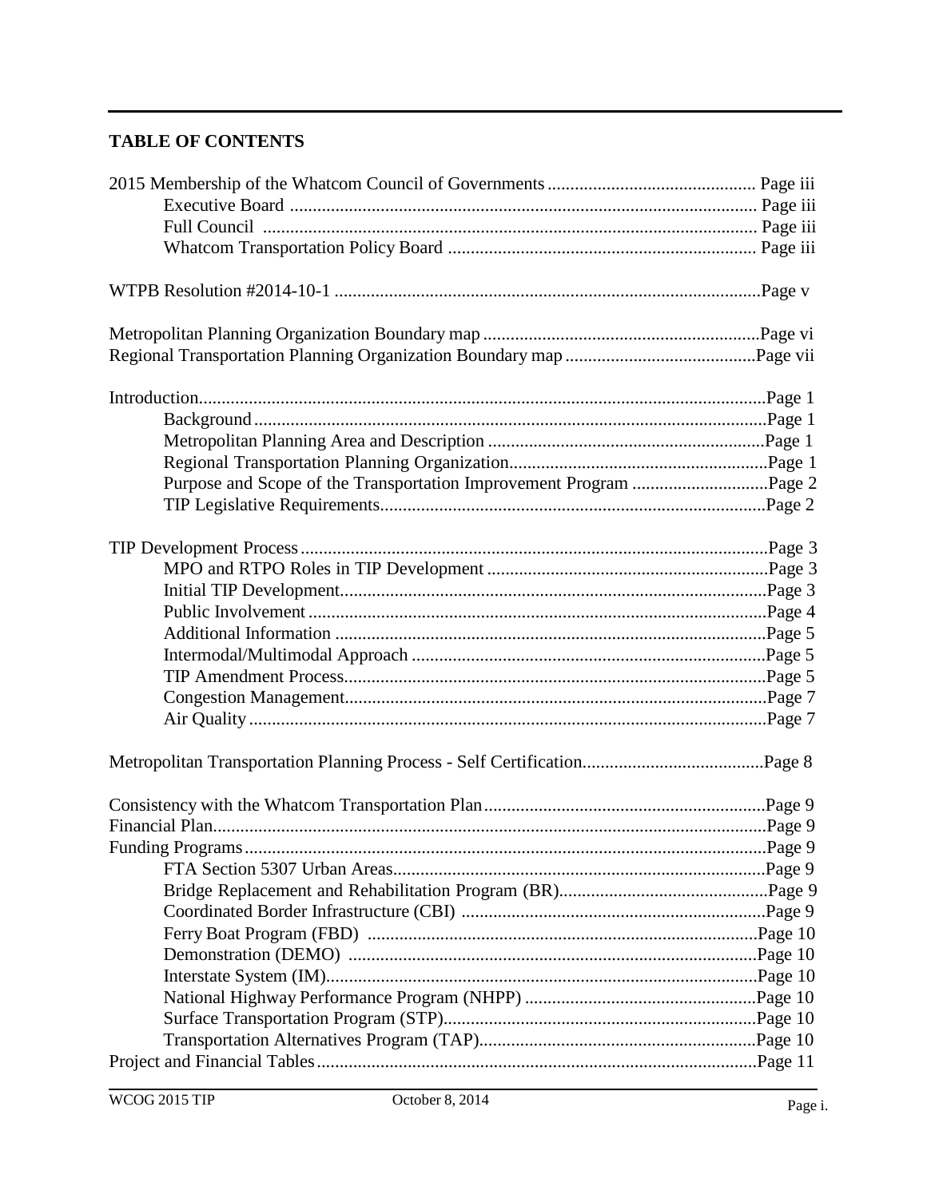## TABLE OF CONTENTS

- 2015 Membership of the Whatcom Council of Governments ............................................. Page iii
  - Executive Board ..................................................................................................... Page iii
  - Full Council ........................................................................................................... Page iii
  - Whatcom Transportation Policy Board .................................................................. Page iii

- WTPB Resolution #2014-10-1 ..............................................................................................Page v

- Metropolitan Planning Organization Boundary map .............................................................Page vi
- Regional Transportation Planning Organization Boundary map ..........................................Page vii

- Introduction...........................................................................................................................Page 1
  - Background ...............................................................................................................Page 1
  - Metropolitan Planning Area and Description ............................................................Page 1
  - Regional Transportation Planning Organization........................................................Page 1
  - Purpose and Scope of the Transportation Improvement Program .............................Page 2
  - TIP Legislative Requirements....................................................................................Page 2

- TIP Development Process......................................................................................................Page 3
  - MPO and RTPO Roles in TIP Development .............................................................Page 3
  - Initial TIP Development.............................................................................................Page 3
  - Public Involvement ....................................................................................................Page 4
  - Additional Information ..............................................................................................Page 5
  - Intermodal/Multimodal Approach .............................................................................Page 5
  - TIP Amendment Process............................................................................................Page 5
  - Congestion Management............................................................................................Page 7
  - Air Quality .................................................................................................................Page 7

- Metropolitan Transportation Planning Process - Self Certification........................................Page 8

- Consistency with the Whatcom Transportation Plan.............................................................Page 9
- Financial Plan.........................................................................................................................Page 9
- Funding Programs..................................................................................................................Page 9
  - FTA Section 5307 Urban Areas.................................................................................Page 9
  - Bridge Replacement and Rehabilitation Program (BR).............................................Page 9
  - Coordinated Border Infrastructure (CBI) ..................................................................Page 9
  - Ferry Boat Program (FBD) .....................................................................................Page 10
  - Demonstration (DEMO) .........................................................................................Page 10
  - Interstate System (IM)..............................................................................................Page 10
  - National Highway Performance Program (NHPP) ..................................................Page 10
  - Surface Transportation Program (STP)....................................................................Page 10
  - Transportation Alternatives Program (TAP)............................................................Page 10
- Project and Financial Tables................................................................................................Page 11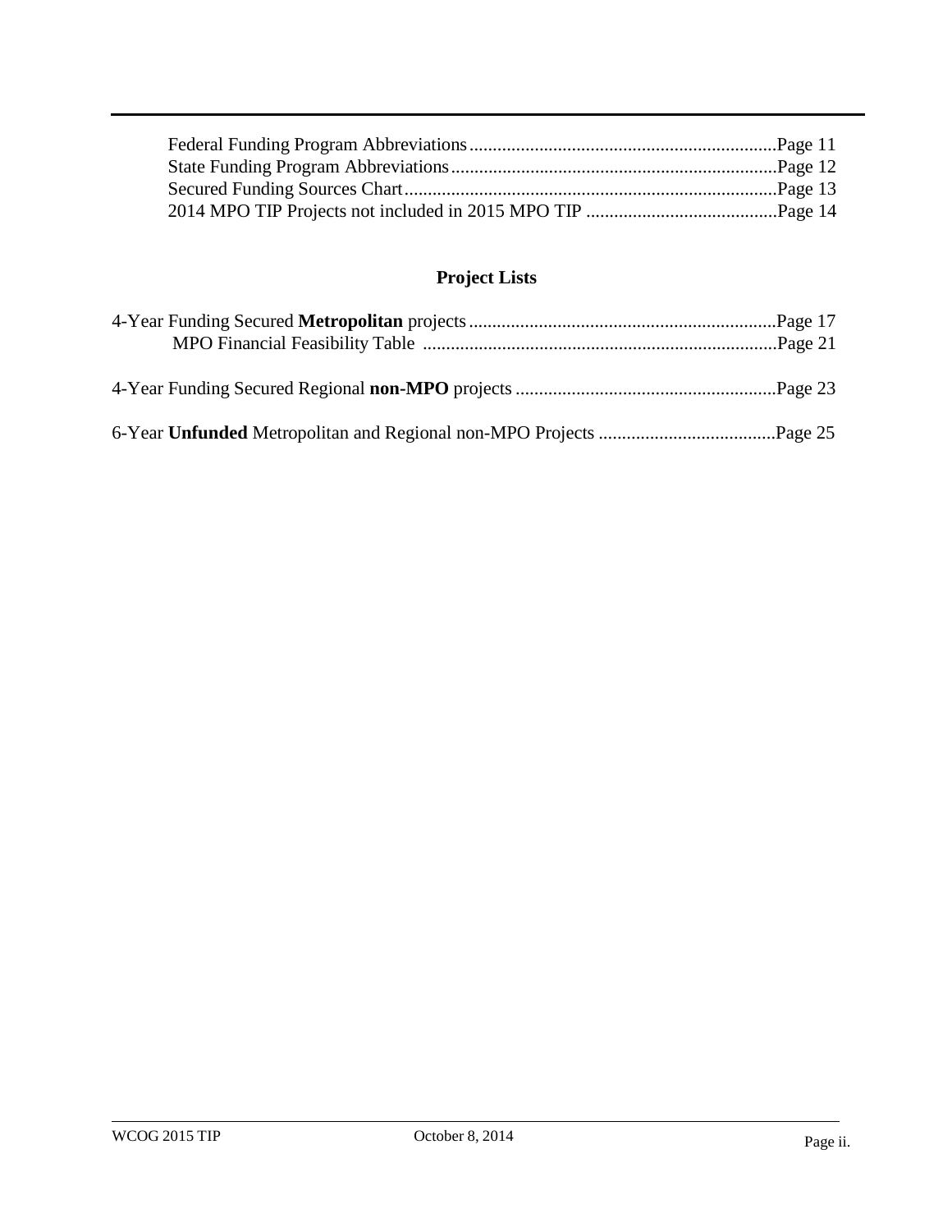Federal Funding Program Abbreviations..................................................................Page 11
State Funding Program Abbreviations......................................................................Page 12
Secured Funding Sources Chart.................................................................................Page 13
2014 MPO TIP Projects not included in 2015 MPO TIP .........................................Page 14

## Project Lists

4-Year Funding Secured **Metropolitan** projects..................................................................Page 17
MPO Financial Feasibility Table ............................................................................Page 21

4-Year Funding Secured Regional **non-MPO** projects ........................................................Page 23

6-Year **Unfunded** Metropolitan and Regional non-MPO Projects ......................................Page 25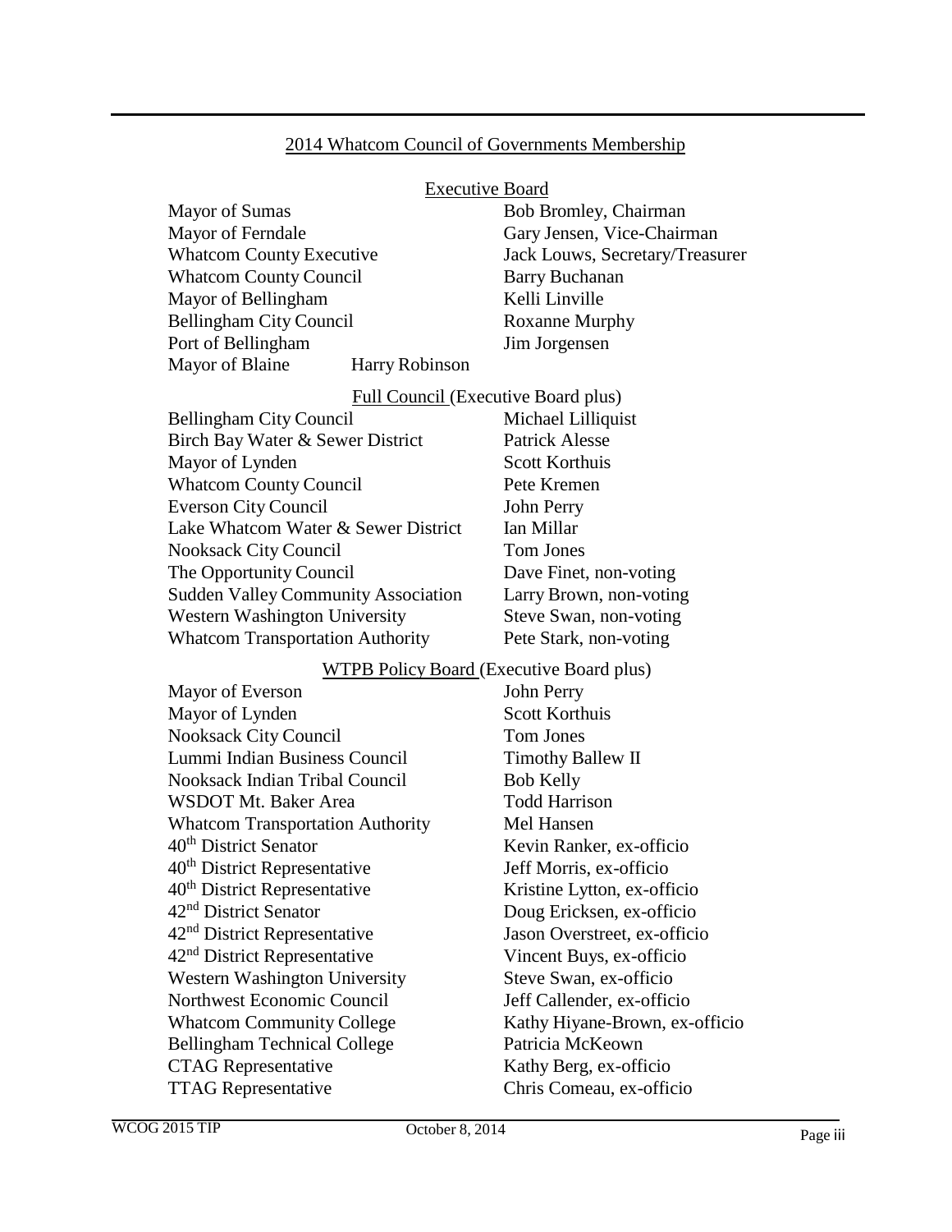## 2014 Whatcom Council of Governments Membership

### Executive Board

| | |
|---|---|
| Mayor of Sumas | Bob Bromley, Chairman |
| Mayor of Ferndale | Gary Jensen, Vice-Chairman |
| Whatcom County Executive | Jack Louws, Secretary/Treasurer |
| Whatcom County Council | Barry Buchanan |
| Mayor of Bellingham | Kelli Linville |
| Bellingham City Council | Roxanne Murphy |
| Port of Bellingham | Jim Jorgensen |
| Mayor of Blaine | Harry Robinson |

### Full Council (Executive Board plus)

| | |
|---|---|
| Bellingham City Council | Michael Lilliquist |
| Birch Bay Water & Sewer District | Patrick Alesse |
| Mayor of Lynden | Scott Korthuis |
| Whatcom County Council | Pete Kremen |
| Everson City Council | John Perry |
| Lake Whatcom Water & Sewer District | Ian Millar |
| Nooksack City Council | Tom Jones |
| The Opportunity Council | Dave Finet, non-voting |
| Sudden Valley Community Association | Larry Brown, non-voting |
| Western Washington University | Steve Swan, non-voting |
| Whatcom Transportation Authority | Pete Stark, non-voting |

### WTPB Policy Board (Executive Board plus)

| | |
|---|---|
| Mayor of Everson | John Perry |
| Mayor of Lynden | Scott Korthuis |
| Nooksack City Council | Tom Jones |
| Lummi Indian Business Council | Timothy Ballew II |
| Nooksack Indian Tribal Council | Bob Kelly |
| WSDOT Mt. Baker Area | Todd Harrison |
| Whatcom Transportation Authority | Mel Hansen |
| 40th District Senator | Kevin Ranker, ex-officio |
| 40th District Representative | Jeff Morris, ex-officio |
| 40th District Representative | Kristine Lytton, ex-officio |
| 42nd District Senator | Doug Ericksen, ex-officio |
| 42nd District Representative | Jason Overstreet, ex-officio |
| 42nd District Representative | Vincent Buys, ex-officio |
| Western Washington University | Steve Swan, ex-officio |
| Northwest Economic Council | Jeff Callender, ex-officio |
| Whatcom Community College | Kathy Hiyane-Brown, ex-officio |
| Bellingham Technical College | Patricia McKeown |
| CTAG Representative | Kathy Berg, ex-officio |
| TTAG Representative | Chris Comeau, ex-officio |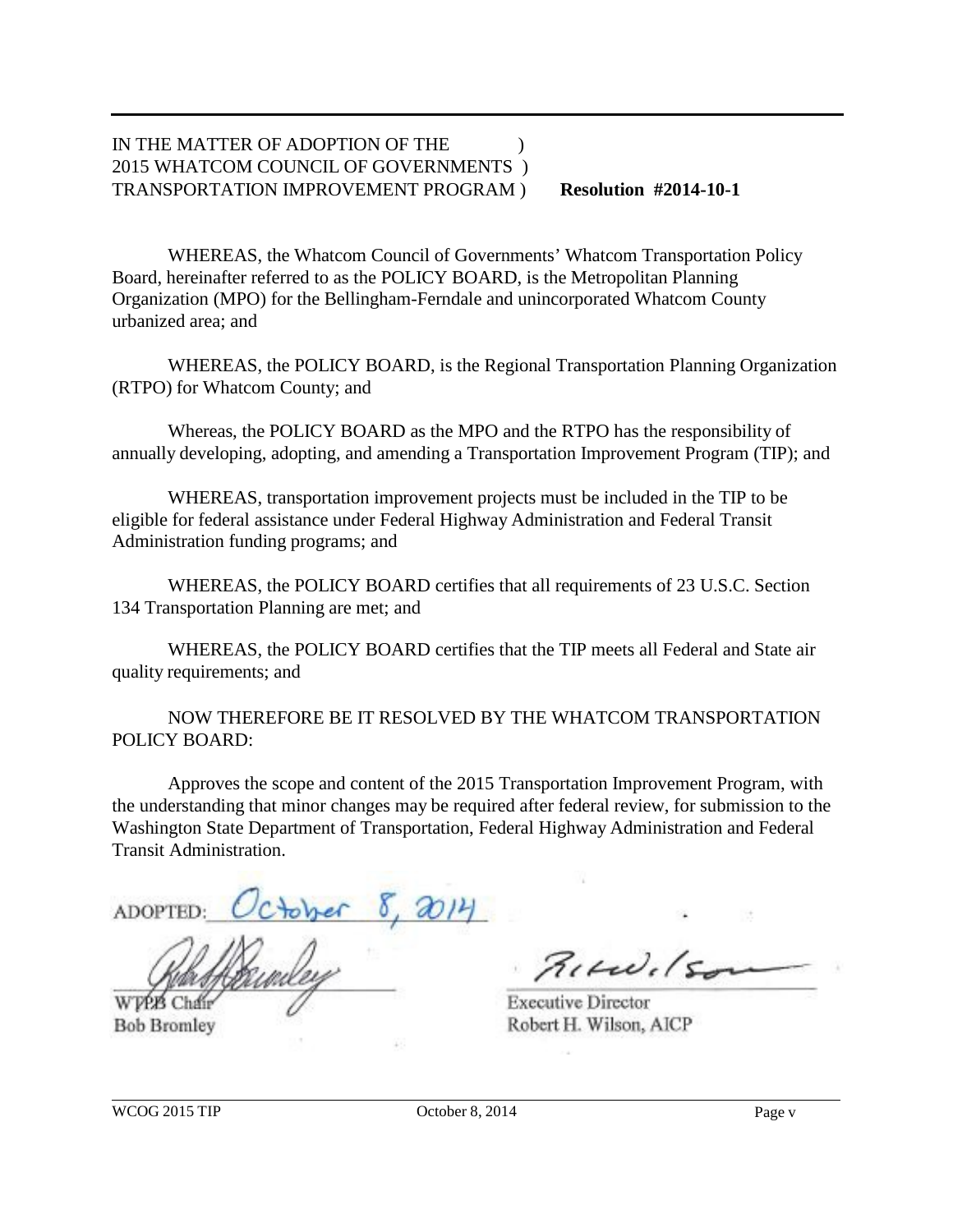IN THE MATTER OF ADOPTION OF THE )
2015 WHATCOM COUNCIL OF GOVERNMENTS )
TRANSPORTATION IMPROVEMENT PROGRAM ) **Resolution #2014-10-1**

WHEREAS, the Whatcom Council of Governments' Whatcom Transportation Policy Board, hereinafter referred to as the POLICY BOARD, is the Metropolitan Planning Organization (MPO) for the Bellingham-Ferndale and unincorporated Whatcom County urbanized area; and

WHEREAS, the POLICY BOARD, is the Regional Transportation Planning Organization (RTPO) for Whatcom County; and

Whereas, the POLICY BOARD as the MPO and the RTPO has the responsibility of annually developing, adopting, and amending a Transportation Improvement Program (TIP); and

WHEREAS, transportation improvement projects must be included in the TIP to be eligible for federal assistance under Federal Highway Administration and Federal Transit Administration funding programs; and

WHEREAS, the POLICY BOARD certifies that all requirements of 23 U.S.C. Section 134 Transportation Planning are met; and

WHEREAS, the POLICY BOARD certifies that the TIP meets all Federal and State air quality requirements; and

NOW THEREFORE BE IT RESOLVED BY THE WHATCOM TRANSPORTATION POLICY BOARD:

Approves the scope and content of the 2015 Transportation Improvement Program, with the understanding that minor changes may be required after federal review, for submission to the Washington State Department of Transportation, Federal Highway Administration and Federal Transit Administration.

ADOPTED: October 8, 2014

WTPB Chair
Bob Bromley

Executive Director
Robert H. Wilson, AICP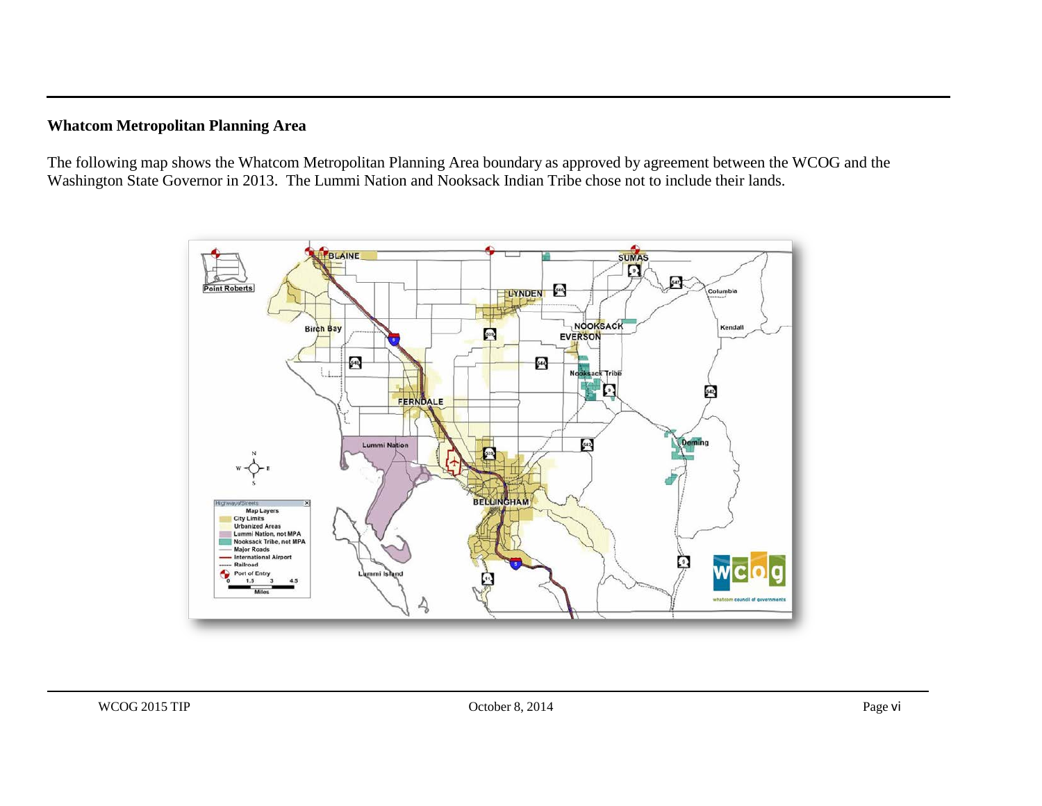## Whatcom Metropolitan Planning Area

The following map shows the Whatcom Metropolitan Planning Area boundary as approved by agreement between the WCOG and the Washington State Governor in 2013. The Lummi Nation and Nooksack Indian Tribe chose not to include their lands.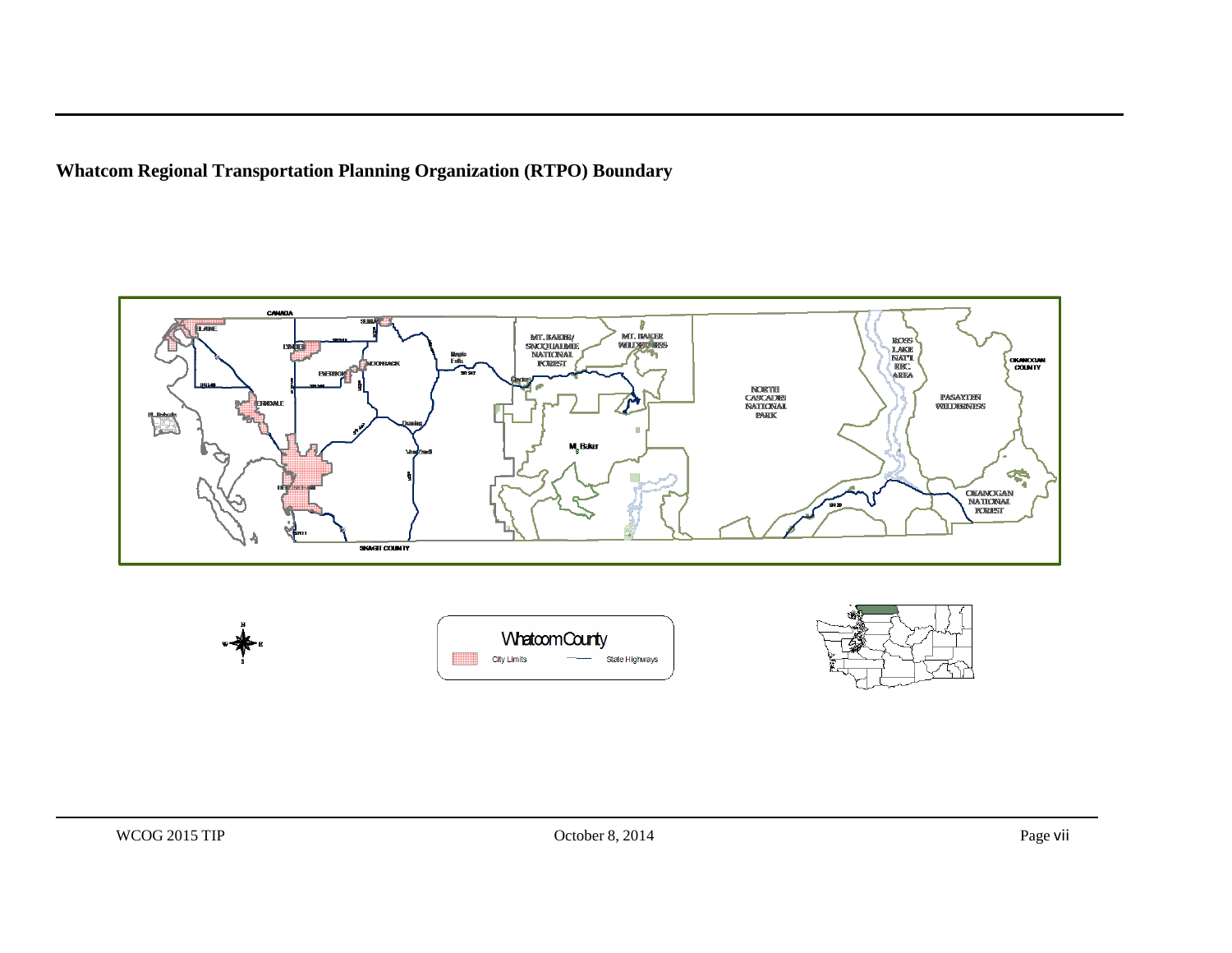**Whatcom Regional Transportation Planning Organization (RTPO) Boundary**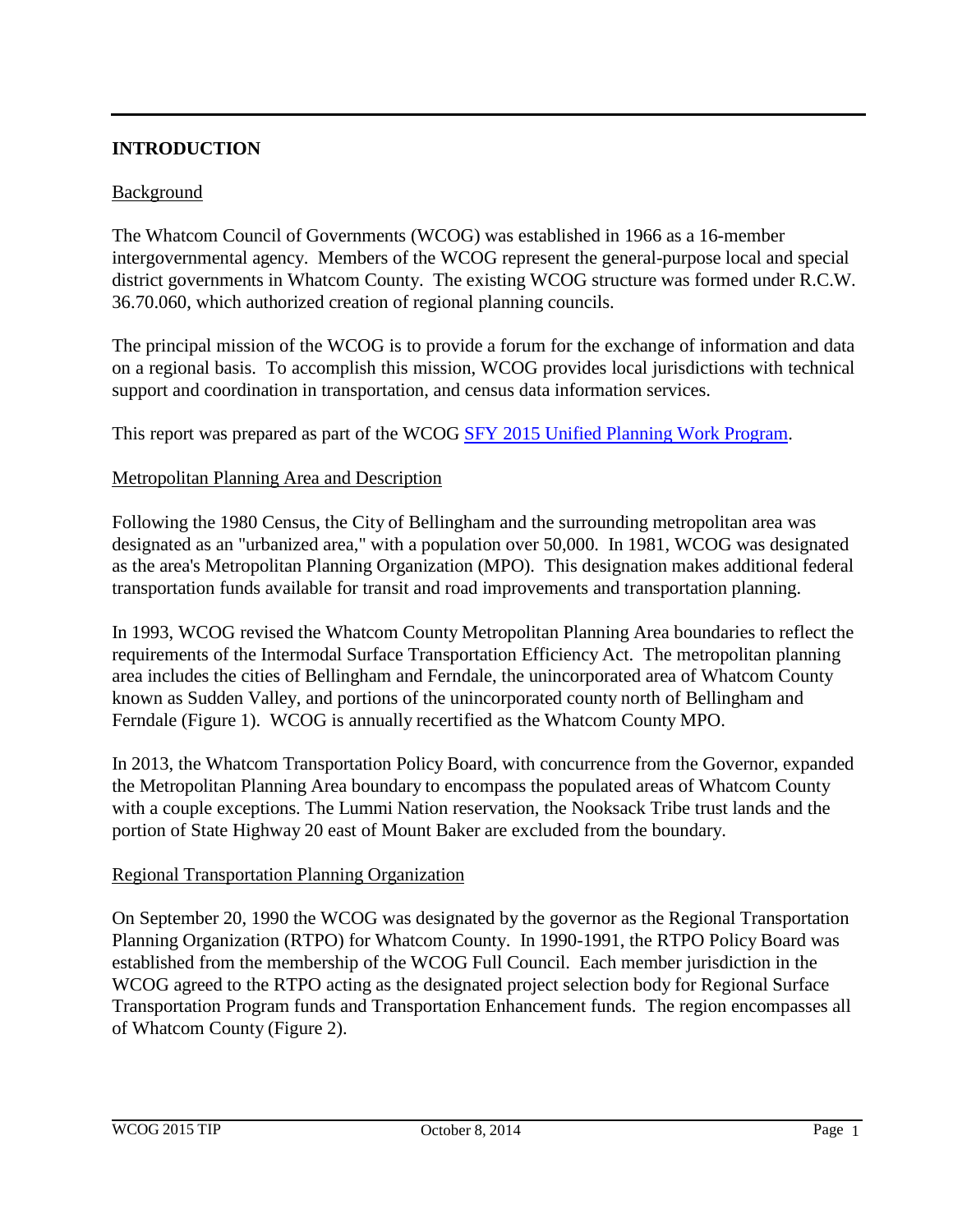## INTRODUCTION

### Background

The Whatcom Council of Governments (WCOG) was established in 1966 as a 16-member intergovernmental agency. Members of the WCOG represent the general-purpose local and special district governments in Whatcom County. The existing WCOG structure was formed under R.C.W. 36.70.060, which authorized creation of regional planning councils.

The principal mission of the WCOG is to provide a forum for the exchange of information and data on a regional basis. To accomplish this mission, WCOG provides local jurisdictions with technical support and coordination in transportation, and census data information services.

This report was prepared as part of the WCOG SFY 2015 Unified Planning Work Program.

### Metropolitan Planning Area and Description

Following the 1980 Census, the City of Bellingham and the surrounding metropolitan area was designated as an "urbanized area," with a population over 50,000. In 1981, WCOG was designated as the area's Metropolitan Planning Organization (MPO). This designation makes additional federal transportation funds available for transit and road improvements and transportation planning.

In 1993, WCOG revised the Whatcom County Metropolitan Planning Area boundaries to reflect the requirements of the Intermodal Surface Transportation Efficiency Act. The metropolitan planning area includes the cities of Bellingham and Ferndale, the unincorporated area of Whatcom County known as Sudden Valley, and portions of the unincorporated county north of Bellingham and Ferndale (Figure 1). WCOG is annually recertified as the Whatcom County MPO.

In 2013, the Whatcom Transportation Policy Board, with concurrence from the Governor, expanded the Metropolitan Planning Area boundary to encompass the populated areas of Whatcom County with a couple exceptions. The Lummi Nation reservation, the Nooksack Tribe trust lands and the portion of State Highway 20 east of Mount Baker are excluded from the boundary.

### Regional Transportation Planning Organization

On September 20, 1990 the WCOG was designated by the governor as the Regional Transportation Planning Organization (RTPO) for Whatcom County. In 1990-1991, the RTPO Policy Board was established from the membership of the WCOG Full Council. Each member jurisdiction in the WCOG agreed to the RTPO acting as the designated project selection body for Regional Surface Transportation Program funds and Transportation Enhancement funds. The region encompasses all of Whatcom County (Figure 2).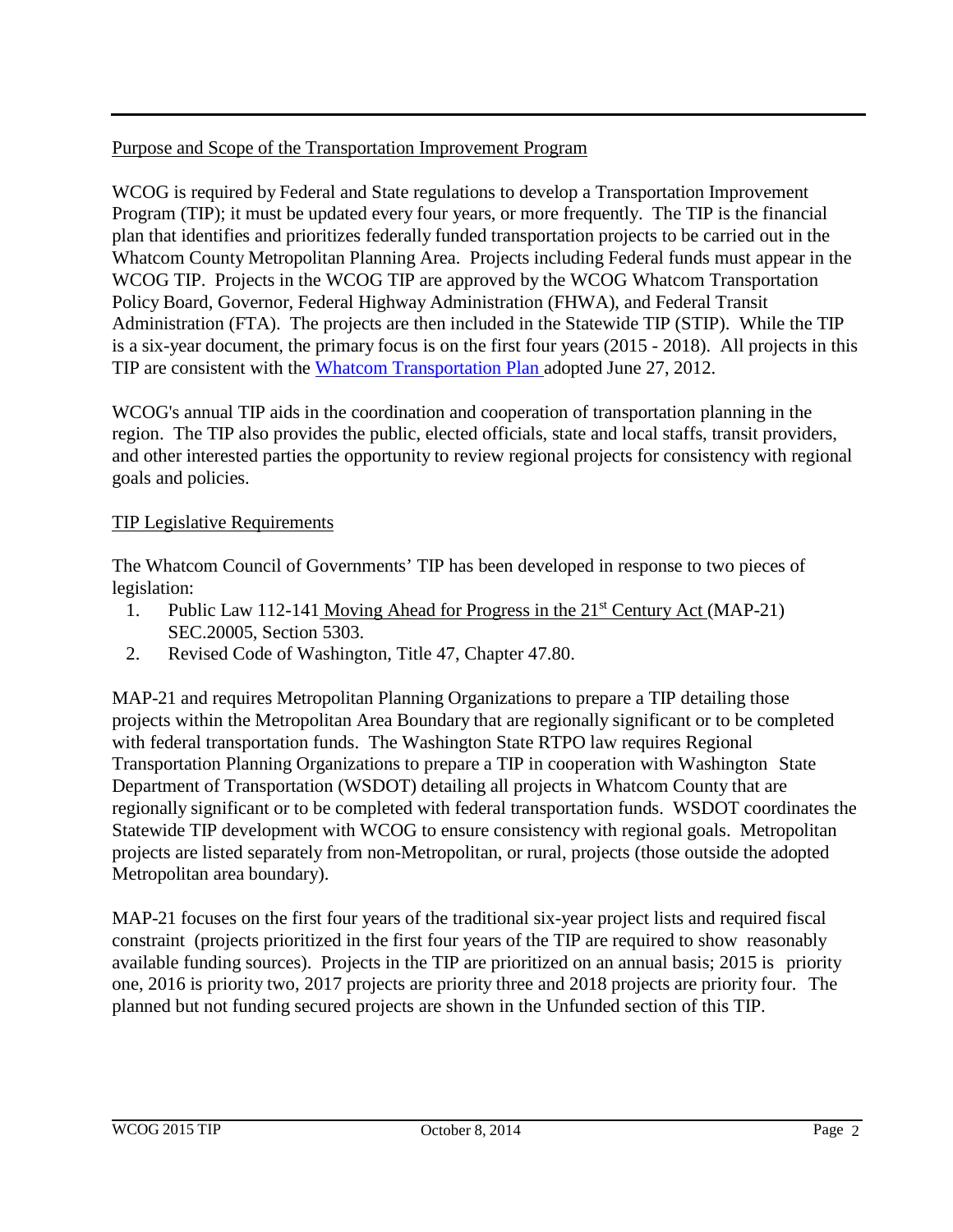## Purpose and Scope of the Transportation Improvement Program

WCOG is required by Federal and State regulations to develop a Transportation Improvement Program (TIP); it must be updated every four years, or more frequently. The TIP is the financial plan that identifies and prioritizes federally funded transportation projects to be carried out in the Whatcom County Metropolitan Planning Area. Projects including Federal funds must appear in the WCOG TIP. Projects in the WCOG TIP are approved by the WCOG Whatcom Transportation Policy Board, Governor, Federal Highway Administration (FHWA), and Federal Transit Administration (FTA). The projects are then included in the Statewide TIP (STIP). While the TIP is a six-year document, the primary focus is on the first four years (2015 - 2018). All projects in this TIP are consistent with the Whatcom Transportation Plan adopted June 27, 2012.

WCOG's annual TIP aids in the coordination and cooperation of transportation planning in the region. The TIP also provides the public, elected officials, state and local staffs, transit providers, and other interested parties the opportunity to review regional projects for consistency with regional goals and policies.

## TIP Legislative Requirements

The Whatcom Council of Governments' TIP has been developed in response to two pieces of legislation:

1. Public Law 112-141 Moving Ahead for Progress in the 21st Century Act (MAP-21) SEC.20005, Section 5303.
2. Revised Code of Washington, Title 47, Chapter 47.80.

MAP-21 and requires Metropolitan Planning Organizations to prepare a TIP detailing those projects within the Metropolitan Area Boundary that are regionally significant or to be completed with federal transportation funds. The Washington State RTPO law requires Regional Transportation Planning Organizations to prepare a TIP in cooperation with Washington State Department of Transportation (WSDOT) detailing all projects in Whatcom County that are regionally significant or to be completed with federal transportation funds. WSDOT coordinates the Statewide TIP development with WCOG to ensure consistency with regional goals. Metropolitan projects are listed separately from non-Metropolitan, or rural, projects (those outside the adopted Metropolitan area boundary).

MAP-21 focuses on the first four years of the traditional six-year project lists and required fiscal constraint (projects prioritized in the first four years of the TIP are required to show reasonably available funding sources). Projects in the TIP are prioritized on an annual basis; 2015 is priority one, 2016 is priority two, 2017 projects are priority three and 2018 projects are priority four. The planned but not funding secured projects are shown in the Unfunded section of this TIP.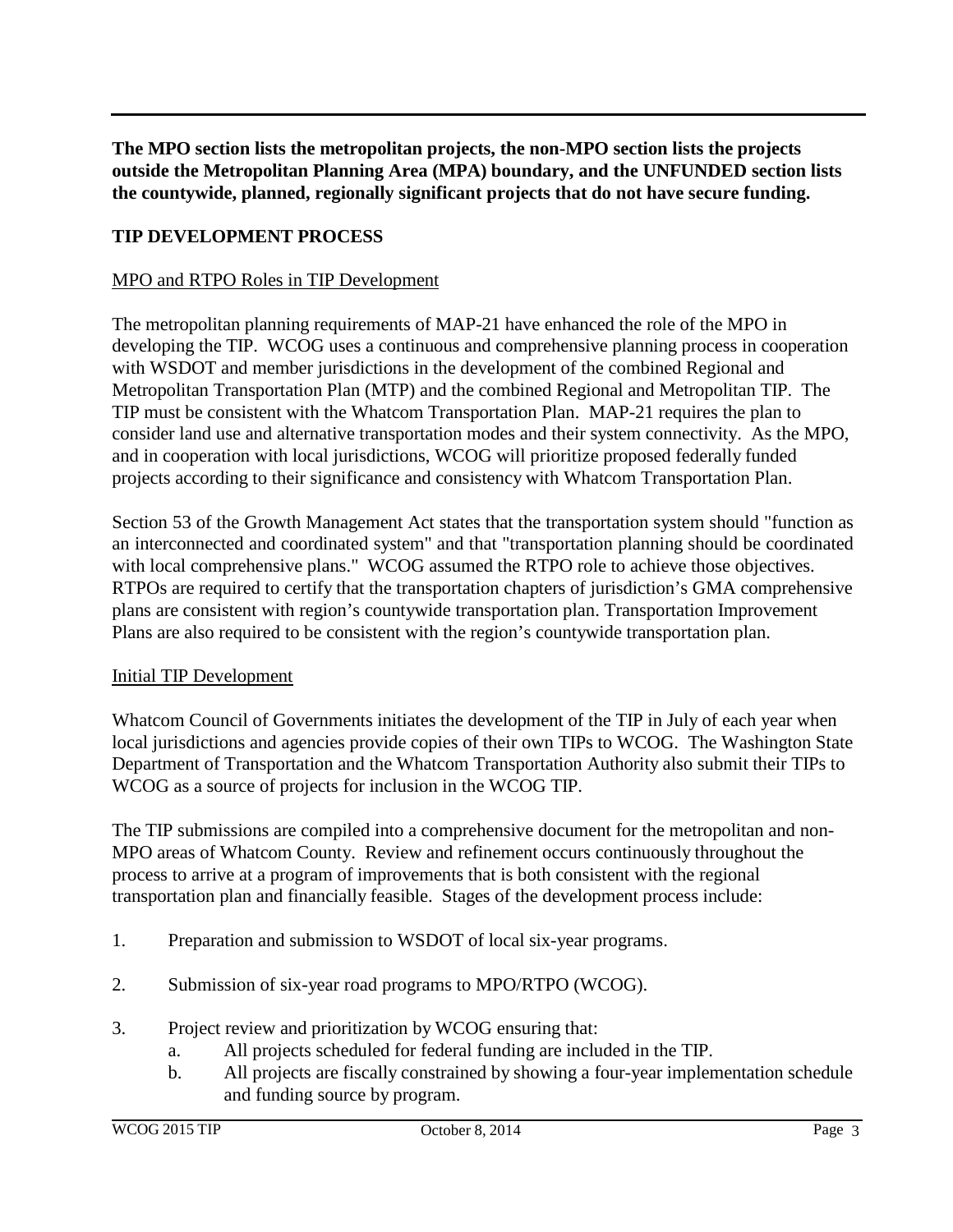**The MPO section lists the metropolitan projects, the non-MPO section lists the projects outside the Metropolitan Planning Area (MPA) boundary, and the UNFUNDED section lists the countywide, planned, regionally significant projects that do not have secure funding.**

## TIP DEVELOPMENT PROCESS

### MPO and RTPO Roles in TIP Development

The metropolitan planning requirements of MAP-21 have enhanced the role of the MPO in developing the TIP. WCOG uses a continuous and comprehensive planning process in cooperation with WSDOT and member jurisdictions in the development of the combined Regional and Metropolitan Transportation Plan (MTP) and the combined Regional and Metropolitan TIP. The TIP must be consistent with the Whatcom Transportation Plan. MAP-21 requires the plan to consider land use and alternative transportation modes and their system connectivity. As the MPO, and in cooperation with local jurisdictions, WCOG will prioritize proposed federally funded projects according to their significance and consistency with Whatcom Transportation Plan.

Section 53 of the Growth Management Act states that the transportation system should "function as an interconnected and coordinated system" and that "transportation planning should be coordinated with local comprehensive plans." WCOG assumed the RTPO role to achieve those objectives. RTPOs are required to certify that the transportation chapters of jurisdiction's GMA comprehensive plans are consistent with region's countywide transportation plan. Transportation Improvement Plans are also required to be consistent with the region's countywide transportation plan.

### Initial TIP Development

Whatcom Council of Governments initiates the development of the TIP in July of each year when local jurisdictions and agencies provide copies of their own TIPs to WCOG. The Washington State Department of Transportation and the Whatcom Transportation Authority also submit their TIPs to WCOG as a source of projects for inclusion in the WCOG TIP.

The TIP submissions are compiled into a comprehensive document for the metropolitan and non-MPO areas of Whatcom County. Review and refinement occurs continuously throughout the process to arrive at a program of improvements that is both consistent with the regional transportation plan and financially feasible. Stages of the development process include:

1. Preparation and submission to WSDOT of local six-year programs.
2. Submission of six-year road programs to MPO/RTPO (WCOG).
3. Project review and prioritization by WCOG ensuring that:
   a. All projects scheduled for federal funding are included in the TIP.
   b. All projects are fiscally constrained by showing a four-year implementation schedule and funding source by program.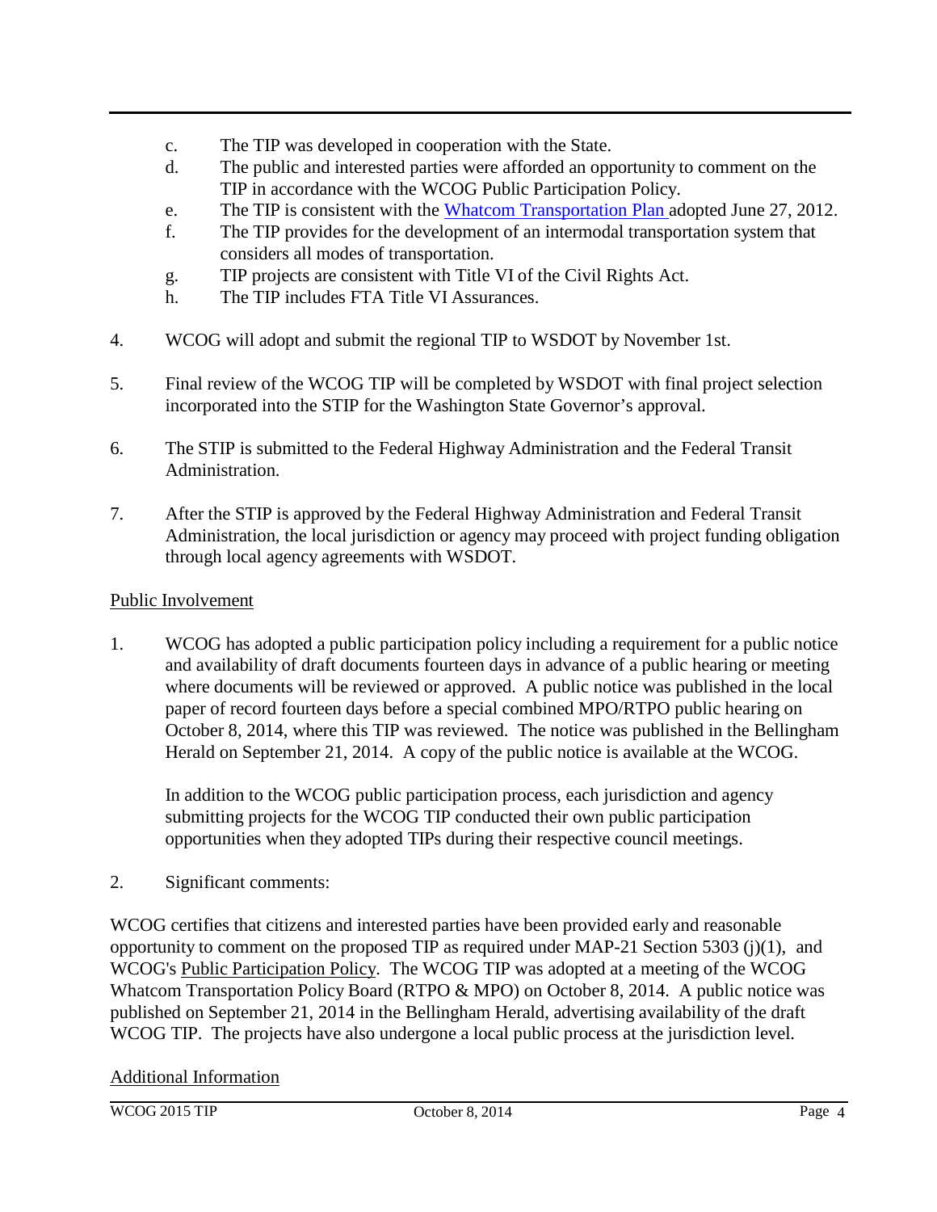- c. The TIP was developed in cooperation with the State.
- d. The public and interested parties were afforded an opportunity to comment on the TIP in accordance with the WCOG Public Participation Policy.
- e. The TIP is consistent with the Whatcom Transportation Plan adopted June 27, 2012.
- f. The TIP provides for the development of an intermodal transportation system that considers all modes of transportation.
- g. TIP projects are consistent with Title VI of the Civil Rights Act.
- h. The TIP includes FTA Title VI Assurances.

4. WCOG will adopt and submit the regional TIP to WSDOT by November 1st.

5. Final review of the WCOG TIP will be completed by WSDOT with final project selection incorporated into the STIP for the Washington State Governor's approval.

6. The STIP is submitted to the Federal Highway Administration and the Federal Transit Administration.

7. After the STIP is approved by the Federal Highway Administration and Federal Transit Administration, the local jurisdiction or agency may proceed with project funding obligation through local agency agreements with WSDOT.

## Public Involvement

1. WCOG has adopted a public participation policy including a requirement for a public notice and availability of draft documents fourteen days in advance of a public hearing or meeting where documents will be reviewed or approved. A public notice was published in the local paper of record fourteen days before a special combined MPO/RTPO public hearing on October 8, 2014, where this TIP was reviewed. The notice was published in the Bellingham Herald on September 21, 2014. A copy of the public notice is available at the WCOG.

   In addition to the WCOG public participation process, each jurisdiction and agency submitting projects for the WCOG TIP conducted their own public participation opportunities when they adopted TIPs during their respective council meetings.

2. Significant comments:

WCOG certifies that citizens and interested parties have been provided early and reasonable opportunity to comment on the proposed TIP as required under MAP-21 Section 5303 (j)(1), and WCOG's Public Participation Policy. The WCOG TIP was adopted at a meeting of the WCOG Whatcom Transportation Policy Board (RTPO & MPO) on October 8, 2014. A public notice was published on September 21, 2014 in the Bellingham Herald, advertising availability of the draft WCOG TIP. The projects have also undergone a local public process at the jurisdiction level.

## Additional Information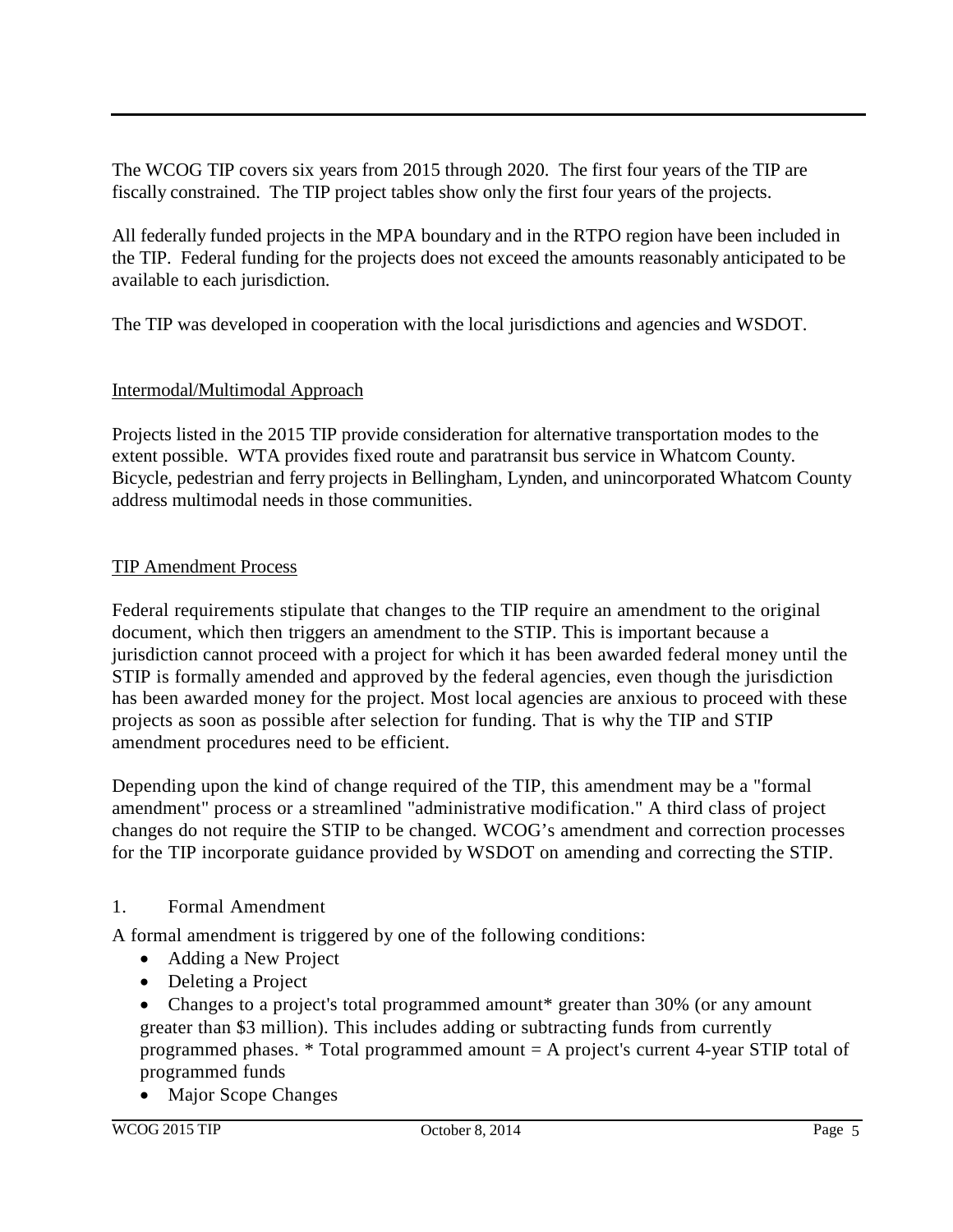The WCOG TIP covers six years from 2015 through 2020. The first four years of the TIP are fiscally constrained. The TIP project tables show only the first four years of the projects.

All federally funded projects in the MPA boundary and in the RTPO region have been included in the TIP. Federal funding for the projects does not exceed the amounts reasonably anticipated to be available to each jurisdiction.

The TIP was developed in cooperation with the local jurisdictions and agencies and WSDOT.

## Intermodal/Multimodal Approach

Projects listed in the 2015 TIP provide consideration for alternative transportation modes to the extent possible. WTA provides fixed route and paratransit bus service in Whatcom County. Bicycle, pedestrian and ferry projects in Bellingham, Lynden, and unincorporated Whatcom County address multimodal needs in those communities.

## TIP Amendment Process

Federal requirements stipulate that changes to the TIP require an amendment to the original document, which then triggers an amendment to the STIP. This is important because a jurisdiction cannot proceed with a project for which it has been awarded federal money until the STIP is formally amended and approved by the federal agencies, even though the jurisdiction has been awarded money for the project. Most local agencies are anxious to proceed with these projects as soon as possible after selection for funding. That is why the TIP and STIP amendment procedures need to be efficient.

Depending upon the kind of change required of the TIP, this amendment may be a "formal amendment" process or a streamlined "administrative modification." A third class of project changes do not require the STIP to be changed. WCOG's amendment and correction processes for the TIP incorporate guidance provided by WSDOT on amending and correcting the STIP.

### 1. Formal Amendment

A formal amendment is triggered by one of the following conditions:

- Adding a New Project
- Deleting a Project
- Changes to a project's total programmed amount* greater than 30% (or any amount greater than $3 million). This includes adding or subtracting funds from currently programmed phases. * Total programmed amount = A project's current 4-year STIP total of programmed funds
- Major Scope Changes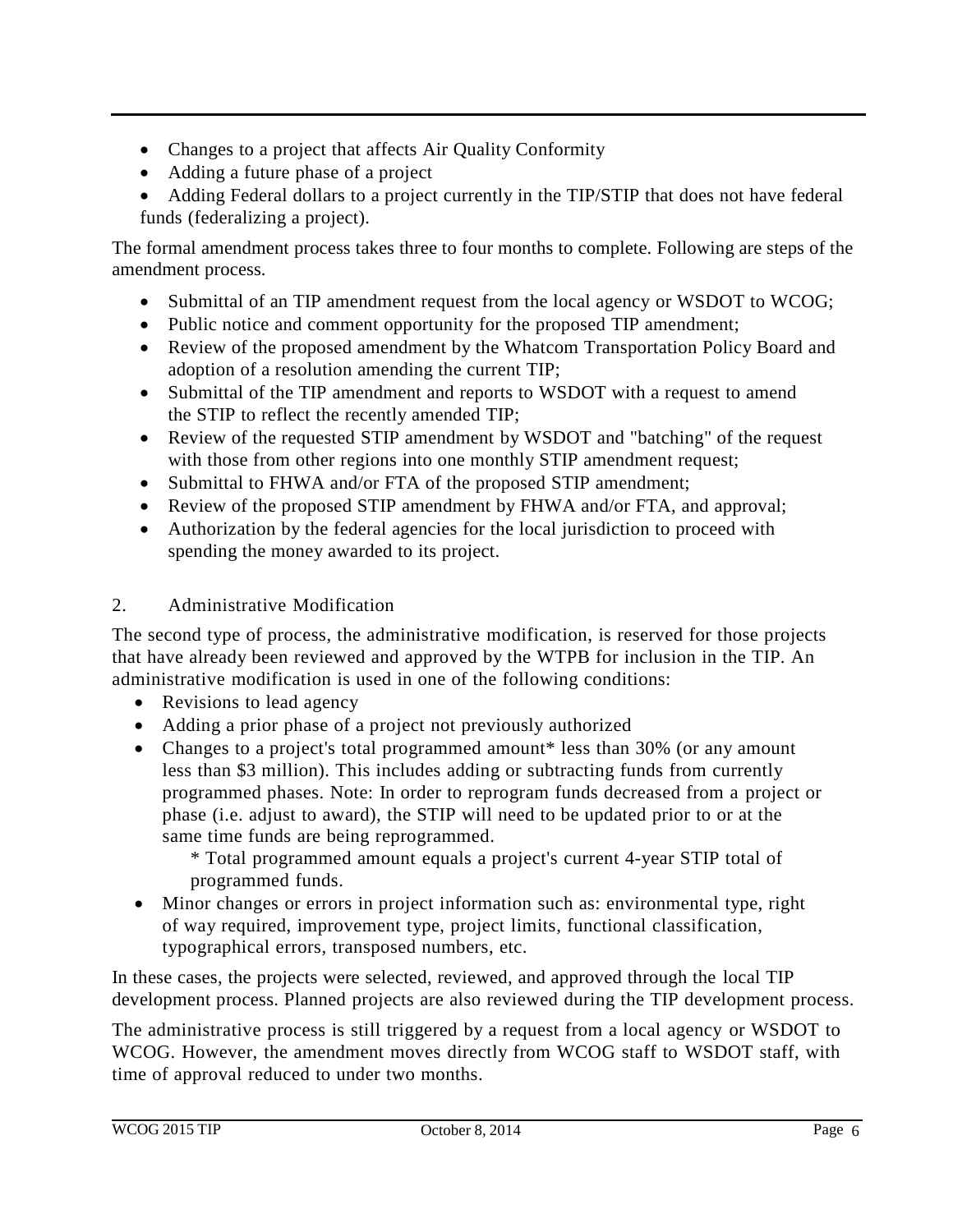- Changes to a project that affects Air Quality Conformity
- Adding a future phase of a project
- Adding Federal dollars to a project currently in the TIP/STIP that does not have federal funds (federalizing a project).

The formal amendment process takes three to four months to complete. Following are steps of the amendment process.

- Submittal of an TIP amendment request from the local agency or WSDOT to WCOG;
- Public notice and comment opportunity for the proposed TIP amendment;
- Review of the proposed amendment by the Whatcom Transportation Policy Board and adoption of a resolution amending the current TIP;
- Submittal of the TIP amendment and reports to WSDOT with a request to amend the STIP to reflect the recently amended TIP;
- Review of the requested STIP amendment by WSDOT and "batching" of the request with those from other regions into one monthly STIP amendment request;
- Submittal to FHWA and/or FTA of the proposed STIP amendment;
- Review of the proposed STIP amendment by FHWA and/or FTA, and approval;
- Authorization by the federal agencies for the local jurisdiction to proceed with spending the money awarded to its project.

2. Administrative Modification

The second type of process, the administrative modification, is reserved for those projects that have already been reviewed and approved by the WTPB for inclusion in the TIP. An administrative modification is used in one of the following conditions:

- Revisions to lead agency
- Adding a prior phase of a project not previously authorized
- Changes to a project's total programmed amount* less than 30% (or any amount less than $3 million). This includes adding or subtracting funds from currently programmed phases. Note: In order to reprogram funds decreased from a project or phase (i.e. adjust to award), the STIP will need to be updated prior to or at the same time funds are being reprogrammed.

  * Total programmed amount equals a project's current 4-year STIP total of programmed funds.
- Minor changes or errors in project information such as: environmental type, right of way required, improvement type, project limits, functional classification, typographical errors, transposed numbers, etc.

In these cases, the projects were selected, reviewed, and approved through the local TIP development process. Planned projects are also reviewed during the TIP development process.

The administrative process is still triggered by a request from a local agency or WSDOT to WCOG. However, the amendment moves directly from WCOG staff to WSDOT staff, with time of approval reduced to under two months.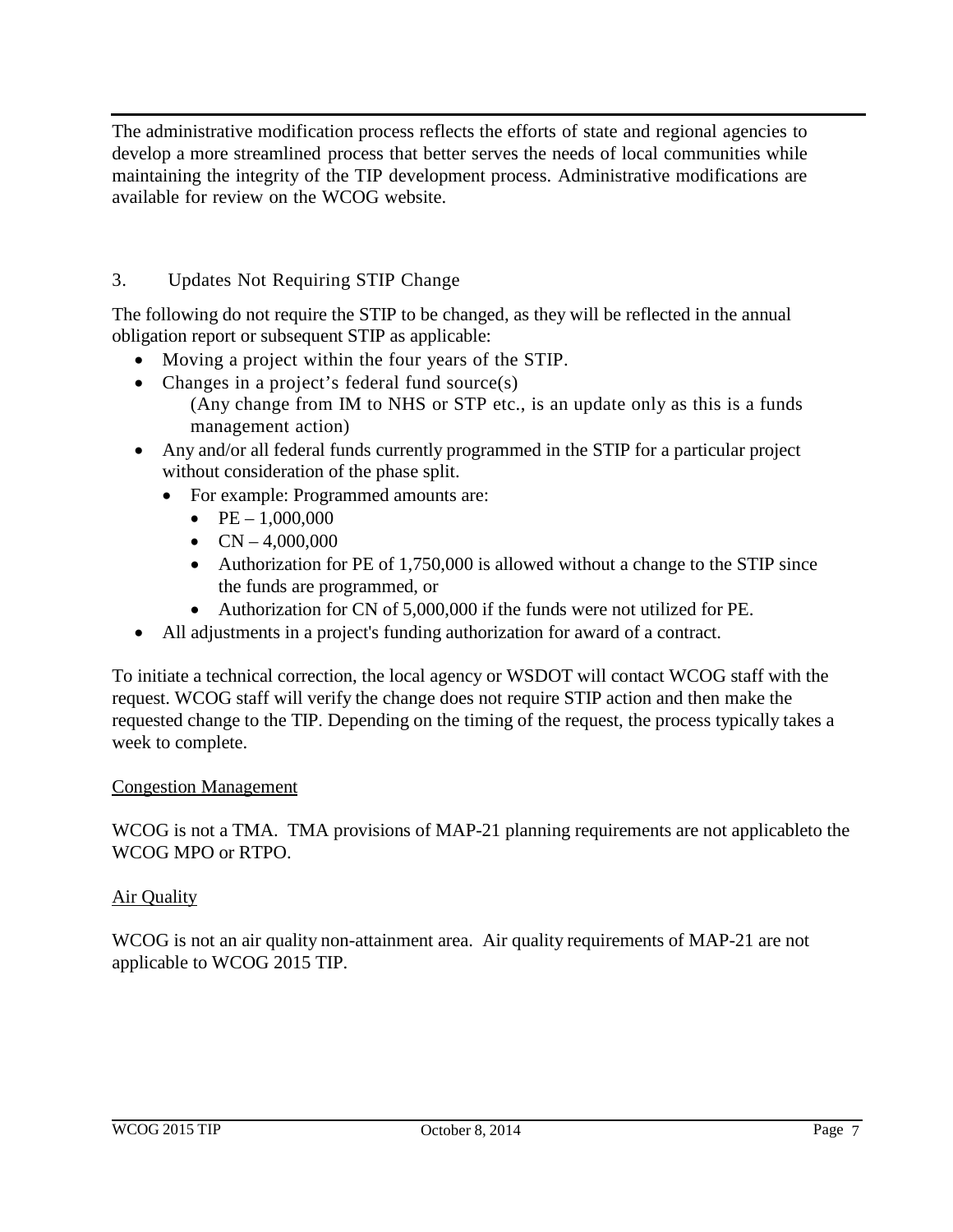The administrative modification process reflects the efforts of state and regional agencies to develop a more streamlined process that better serves the needs of local communities while maintaining the integrity of the TIP development process. Administrative modifications are available for review on the WCOG website.

3. Updates Not Requiring STIP Change

The following do not require the STIP to be changed, as they will be reflected in the annual obligation report or subsequent STIP as applicable:

- Moving a project within the four years of the STIP.
- Changes in a project's federal fund source(s)
  (Any change from IM to NHS or STP etc., is an update only as this is a funds management action)
- Any and/or all federal funds currently programmed in the STIP for a particular project without consideration of the phase split.
  - For example: Programmed amounts are:
    - PE – 1,000,000
    - CN – 4,000,000
    - Authorization for PE of 1,750,000 is allowed without a change to the STIP since the funds are programmed, or
    - Authorization for CN of 5,000,000 if the funds were not utilized for PE.
- All adjustments in a project's funding authorization for award of a contract.

To initiate a technical correction, the local agency or WSDOT will contact WCOG staff with the request. WCOG staff will verify the change does not require STIP action and then make the requested change to the TIP. Depending on the timing of the request, the process typically takes a week to complete.

Congestion Management

WCOG is not a TMA. TMA provisions of MAP-21 planning requirements are not applicableto the WCOG MPO or RTPO.

Air Quality

WCOG is not an air quality non-attainment area. Air quality requirements of MAP-21 are not applicable to WCOG 2015 TIP.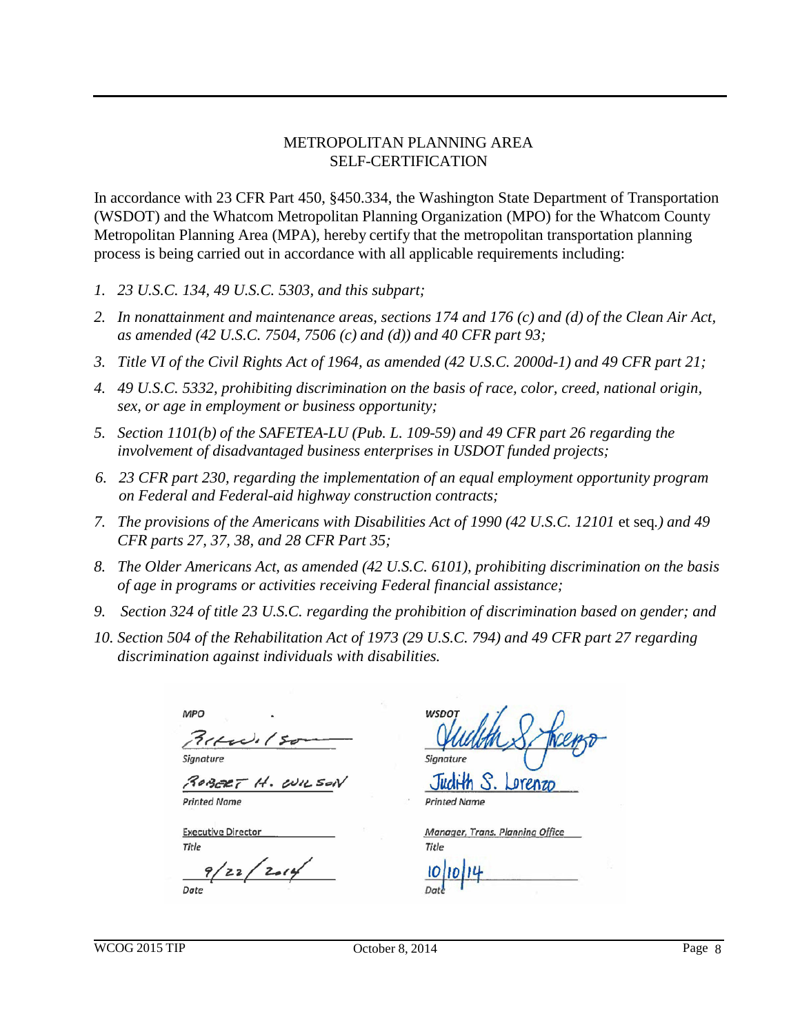## METROPOLITAN PLANNING AREA
## SELF-CERTIFICATION

In accordance with 23 CFR Part 450, §450.334, the Washington State Department of Transportation (WSDOT) and the Whatcom Metropolitan Planning Organization (MPO) for the Whatcom County Metropolitan Planning Area (MPA), hereby certify that the metropolitan transportation planning process is being carried out in accordance with all applicable requirements including:

1. *23 U.S.C. 134, 49 U.S.C. 5303, and this subpart;*
2. *In nonattainment and maintenance areas, sections 174 and 176 (c) and (d) of the Clean Air Act, as amended (42 U.S.C. 7504, 7506 (c) and (d)) and 40 CFR part 93;*
3. *Title VI of the Civil Rights Act of 1964, as amended (42 U.S.C. 2000d-1) and 49 CFR part 21;*
4. *49 U.S.C. 5332, prohibiting discrimination on the basis of race, color, creed, national origin, sex, or age in employment or business opportunity;*
5. *Section 1101(b) of the SAFETEA-LU (Pub. L. 109-59) and 49 CFR part 26 regarding the involvement of disadvantaged business enterprises in USDOT funded projects;*
6. *23 CFR part 230, regarding the implementation of an equal employment opportunity program on Federal and Federal-aid highway construction contracts;*
7. *The provisions of the Americans with Disabilities Act of 1990 (42 U.S.C. 12101* et seq*.) and 49 CFR parts 27, 37, 38, and 28 CFR Part 35;*
8. *The Older Americans Act, as amended (42 U.S.C. 6101), prohibiting discrimination on the basis of age in programs or activities receiving Federal financial assistance;*
9. *Section 324 of title 23 U.S.C. regarding the prohibition of discrimination based on gender; and*
10. *Section 504 of the Rehabilitation Act of 1973 (29 U.S.C. 794) and 49 CFR part 27 regarding discrimination against individuals with disabilities.*

| MPO | WSDOT |
|---|---|
| [signature] | [signature] |
| Signature | Signature |
| ROBERT H. WILSON | Judith S. Lorenzo |
| Printed Name | Printed Name |
| Executive Director | Manager, Trans. Planning Office |
| Title | Title |
| 9/22/2014 | 10/10/14 |
| Date | Date |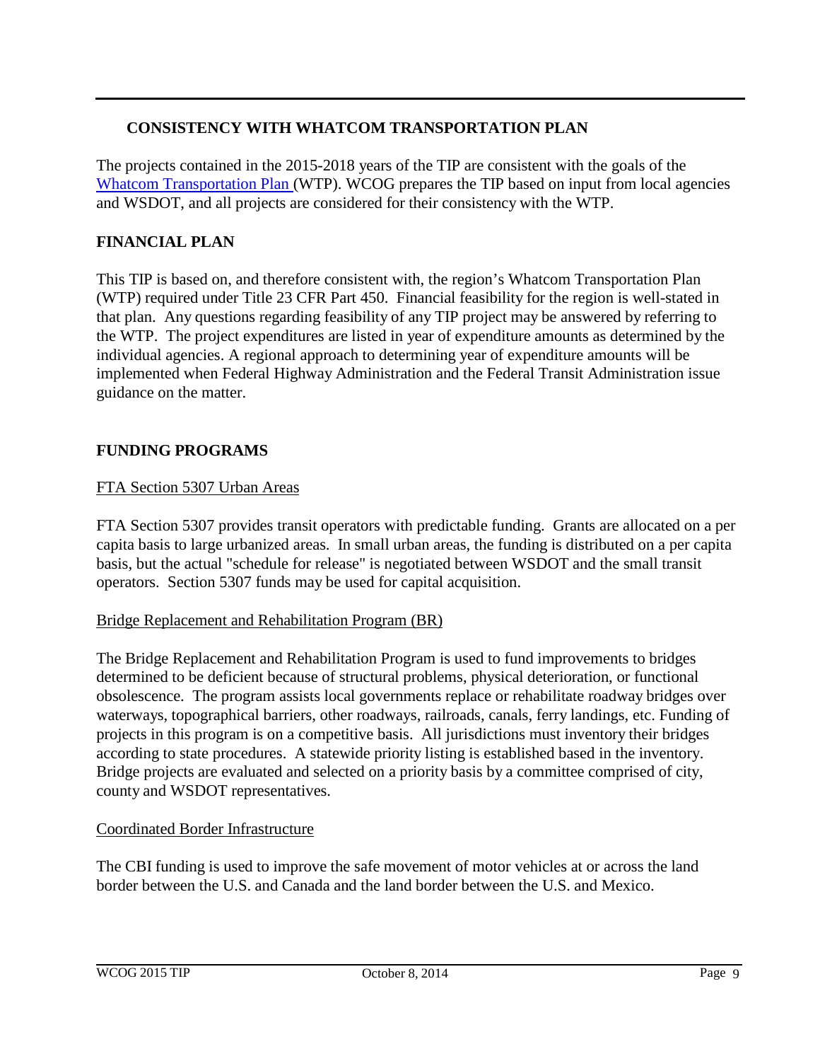## CONSISTENCY WITH WHATCOM TRANSPORTATION PLAN

The projects contained in the 2015-2018 years of the TIP are consistent with the goals of the Whatcom Transportation Plan (WTP). WCOG prepares the TIP based on input from local agencies and WSDOT, and all projects are considered for their consistency with the WTP.

## FINANCIAL PLAN

This TIP is based on, and therefore consistent with, the region's Whatcom Transportation Plan (WTP) required under Title 23 CFR Part 450. Financial feasibility for the region is well-stated in that plan. Any questions regarding feasibility of any TIP project may be answered by referring to the WTP. The project expenditures are listed in year of expenditure amounts as determined by the individual agencies. A regional approach to determining year of expenditure amounts will be implemented when Federal Highway Administration and the Federal Transit Administration issue guidance on the matter.

## FUNDING PROGRAMS

### FTA Section 5307 Urban Areas

FTA Section 5307 provides transit operators with predictable funding. Grants are allocated on a per capita basis to large urbanized areas. In small urban areas, the funding is distributed on a per capita basis, but the actual "schedule for release" is negotiated between WSDOT and the small transit operators. Section 5307 funds may be used for capital acquisition.

### Bridge Replacement and Rehabilitation Program (BR)

The Bridge Replacement and Rehabilitation Program is used to fund improvements to bridges determined to be deficient because of structural problems, physical deterioration, or functional obsolescence. The program assists local governments replace or rehabilitate roadway bridges over waterways, topographical barriers, other roadways, railroads, canals, ferry landings, etc. Funding of projects in this program is on a competitive basis. All jurisdictions must inventory their bridges according to state procedures. A statewide priority listing is established based in the inventory. Bridge projects are evaluated and selected on a priority basis by a committee comprised of city, county and WSDOT representatives.

### Coordinated Border Infrastructure

The CBI funding is used to improve the safe movement of motor vehicles at or across the land border between the U.S. and Canada and the land border between the U.S. and Mexico.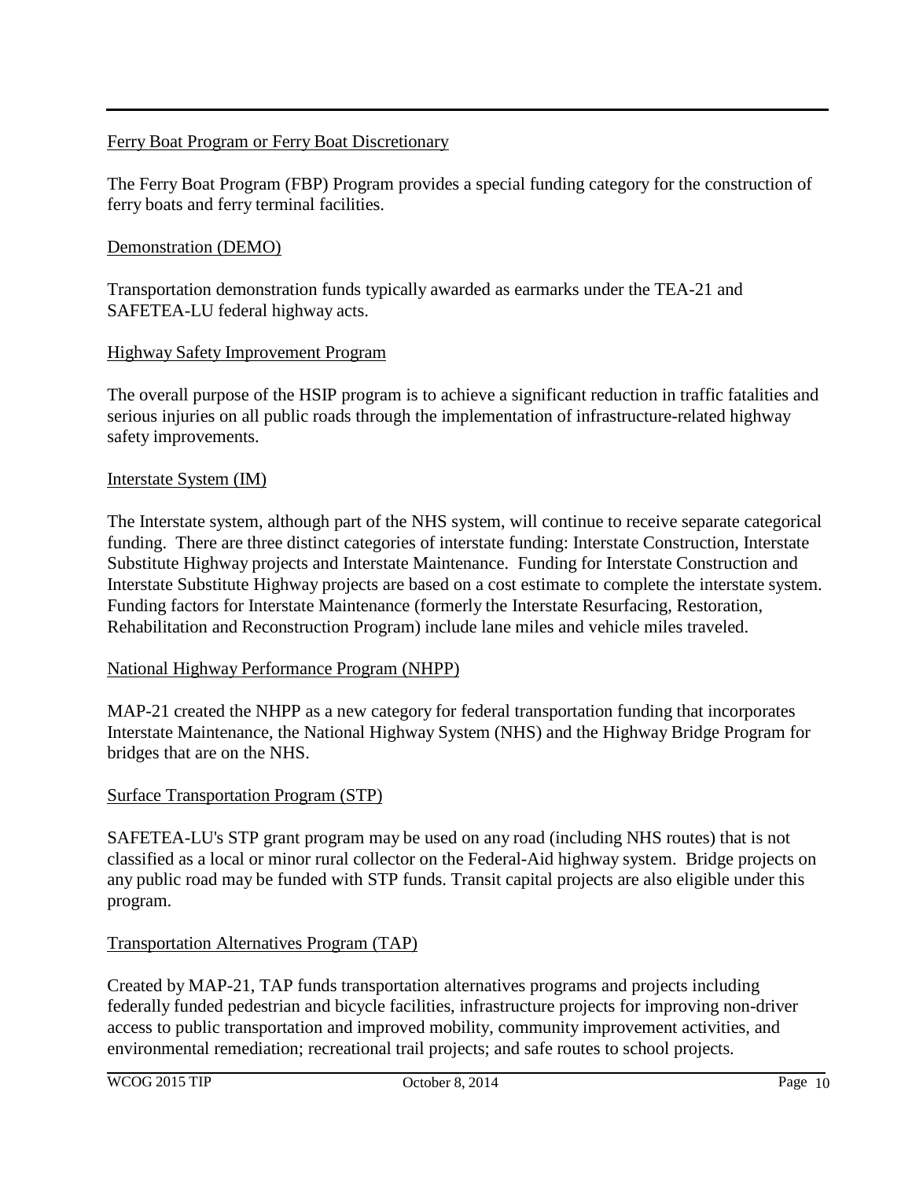Ferry Boat Program or Ferry Boat Discretionary

The Ferry Boat Program (FBP) Program provides a special funding category for the construction of ferry boats and ferry terminal facilities.

Demonstration (DEMO)

Transportation demonstration funds typically awarded as earmarks under the TEA-21 and SAFETEA-LU federal highway acts.

Highway Safety Improvement Program

The overall purpose of the HSIP program is to achieve a significant reduction in traffic fatalities and serious injuries on all public roads through the implementation of infrastructure-related highway safety improvements.

Interstate System (IM)

The Interstate system, although part of the NHS system, will continue to receive separate categorical funding. There are three distinct categories of interstate funding: Interstate Construction, Interstate Substitute Highway projects and Interstate Maintenance. Funding for Interstate Construction and Interstate Substitute Highway projects are based on a cost estimate to complete the interstate system. Funding factors for Interstate Maintenance (formerly the Interstate Resurfacing, Restoration, Rehabilitation and Reconstruction Program) include lane miles and vehicle miles traveled.

National Highway Performance Program (NHPP)

MAP-21 created the NHPP as a new category for federal transportation funding that incorporates Interstate Maintenance, the National Highway System (NHS) and the Highway Bridge Program for bridges that are on the NHS.

Surface Transportation Program (STP)

SAFETEA-LU's STP grant program may be used on any road (including NHS routes) that is not classified as a local or minor rural collector on the Federal-Aid highway system. Bridge projects on any public road may be funded with STP funds. Transit capital projects are also eligible under this program.

Transportation Alternatives Program (TAP)

Created by MAP-21, TAP funds transportation alternatives programs and projects including federally funded pedestrian and bicycle facilities, infrastructure projects for improving non-driver access to public transportation and improved mobility, community improvement activities, and environmental remediation; recreational trail projects; and safe routes to school projects.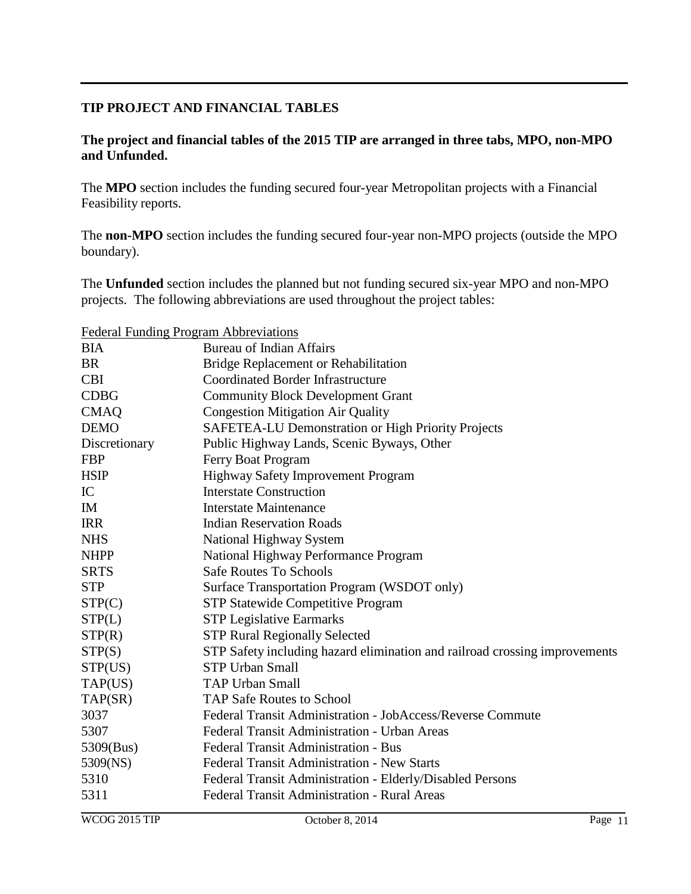## TIP PROJECT AND FINANCIAL TABLES

**The project and financial tables of the 2015 TIP are arranged in three tabs, MPO, non-MPO and Unfunded.**

The **MPO** section includes the funding secured four-year Metropolitan projects with a Financial Feasibility reports.

The **non-MPO** section includes the funding secured four-year non-MPO projects (outside the MPO boundary).

The **Unfunded** section includes the planned but not funding secured six-year MPO and non-MPO projects. The following abbreviations are used throughout the project tables:

Federal Funding Program Abbreviations

| | |
|---|---|
| BIA | Bureau of Indian Affairs |
| BR | Bridge Replacement or Rehabilitation |
| CBI | Coordinated Border Infrastructure |
| CDBG | Community Block Development Grant |
| CMAQ | Congestion Mitigation Air Quality |
| DEMO | SAFETEA-LU Demonstration or High Priority Projects |
| Discretionary | Public Highway Lands, Scenic Byways, Other |
| FBP | Ferry Boat Program |
| HSIP | Highway Safety Improvement Program |
| IC | Interstate Construction |
| IM | Interstate Maintenance |
| IRR | Indian Reservation Roads |
| NHS | National Highway System |
| NHPP | National Highway Performance Program |
| SRTS | Safe Routes To Schools |
| STP | Surface Transportation Program (WSDOT only) |
| STP(C) | STP Statewide Competitive Program |
| STP(L) | STP Legislative Earmarks |
| STP(R) | STP Rural Regionally Selected |
| STP(S) | STP Safety including hazard elimination and railroad crossing improvements |
| STP(US) | STP Urban Small |
| TAP(US) | TAP Urban Small |
| TAP(SR) | TAP Safe Routes to School |
| 3037 | Federal Transit Administration - JobAccess/Reverse Commute |
| 5307 | Federal Transit Administration - Urban Areas |
| 5309(Bus) | Federal Transit Administration - Bus |
| 5309(NS) | Federal Transit Administration - New Starts |
| 5310 | Federal Transit Administration - Elderly/Disabled Persons |
| 5311 | Federal Transit Administration - Rural Areas |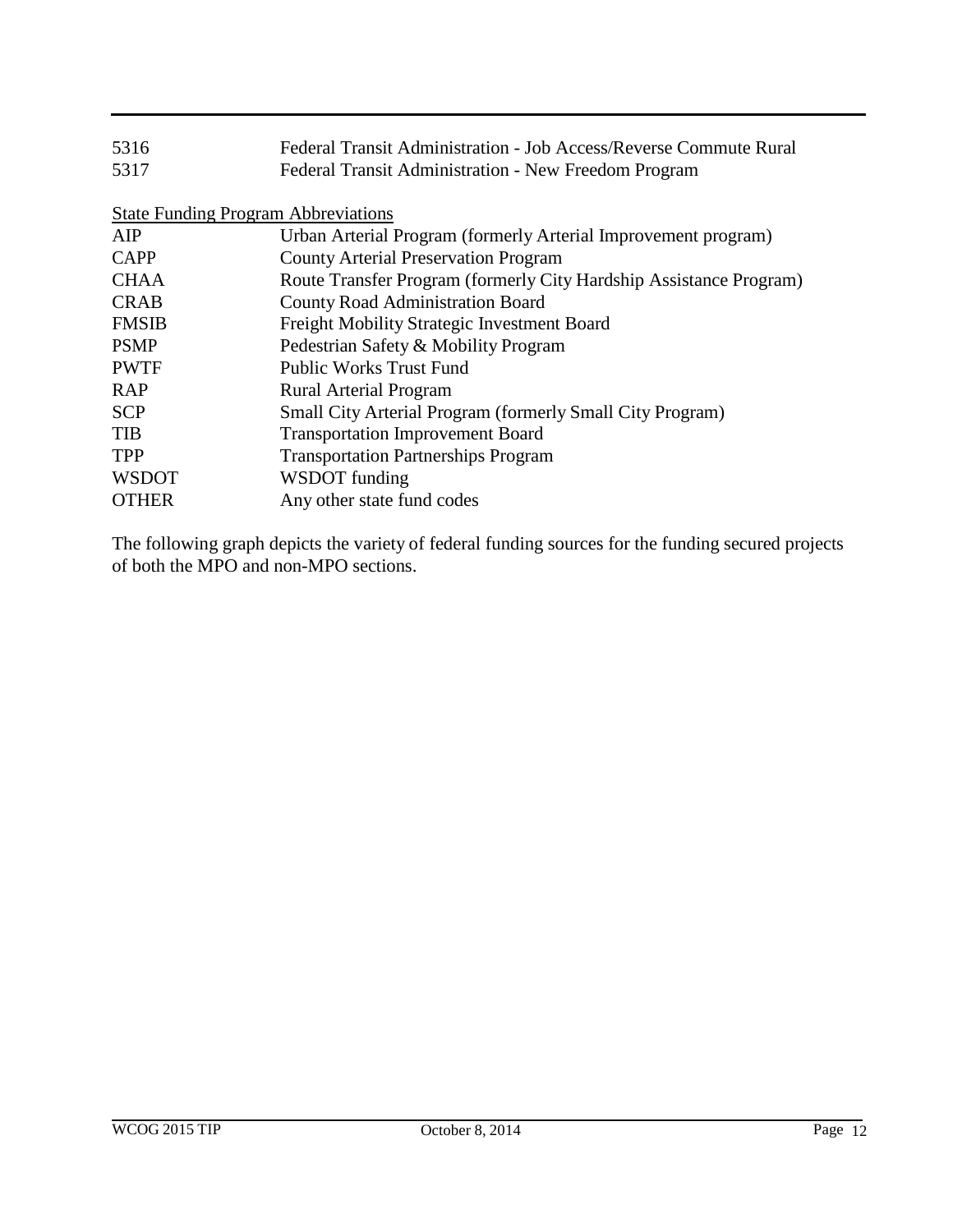| | |
|---|---|
| 5316 | Federal Transit Administration - Job Access/Reverse Commute Rural |
| 5317 | Federal Transit Administration - New Freedom Program |

State Funding Program Abbreviations

| | |
|---|---|
| AIP | Urban Arterial Program (formerly Arterial Improvement program) |
| CAPP | County Arterial Preservation Program |
| CHAA | Route Transfer Program (formerly City Hardship Assistance Program) |
| CRAB | County Road Administration Board |
| FMSIB | Freight Mobility Strategic Investment Board |
| PSMP | Pedestrian Safety & Mobility Program |
| PWTF | Public Works Trust Fund |
| RAP | Rural Arterial Program |
| SCP | Small City Arterial Program (formerly Small City Program) |
| TIB | Transportation Improvement Board |
| TPP | Transportation Partnerships Program |
| WSDOT | WSDOT funding |
| OTHER | Any other state fund codes |

The following graph depicts the variety of federal funding sources for the funding secured projects of both the MPO and non-MPO sections.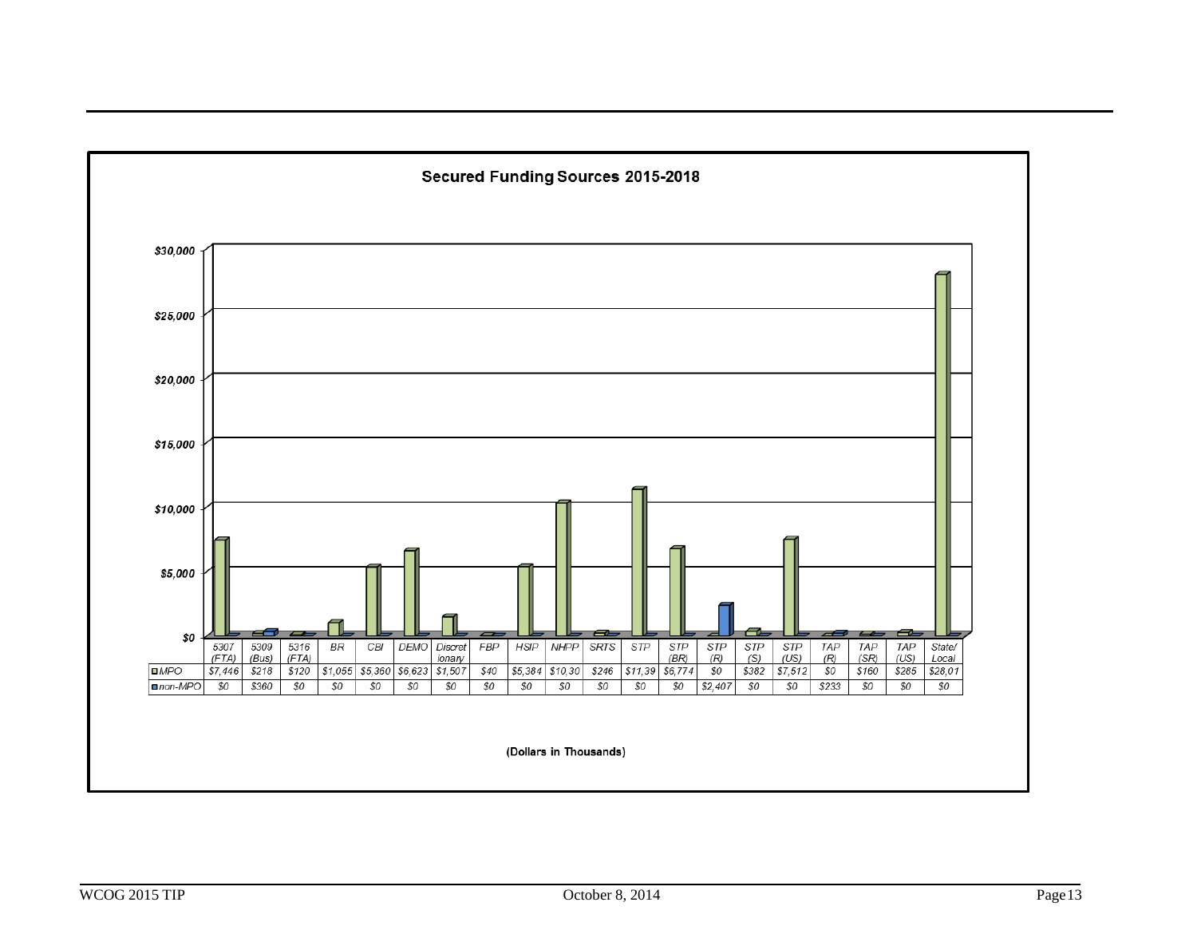## Secured Funding Sources 2015-2018

| | 5307 (FTA) | 5309 (Bus) | 5316 (FTA) | BR | CBI | DEMO | Discretionary | FBP | HSIP | NHPP | SRTS | STP | STP (BR) | STP (R) | STP (S) | STP (US) | TAP (R) | TAP (SR) | TAP (US) | State/ Local |
|---|---|---|---|---|---|---|---|---|---|---|---|---|---|---|---|---|---|---|---|---|
| MPO | $7,446 | $218 | $120 | $1,055 | $5,360 | $6,623 | $1,507 | $40 | $5,384 | $10,30 | $246 | $11,39 | $6,774 | $0 | $382 | $7,512 | $0 | $160 | $285 | $28,01 |
| non-MPO | $0 | $360 | $0 | $0 | $0 | $0 | $0 | $0 | $0 | $0 | $0 | $0 | $0 | $2,407 | $0 | $0 | $233 | $0 | $0 | $0 |

(Dollars in Thousands)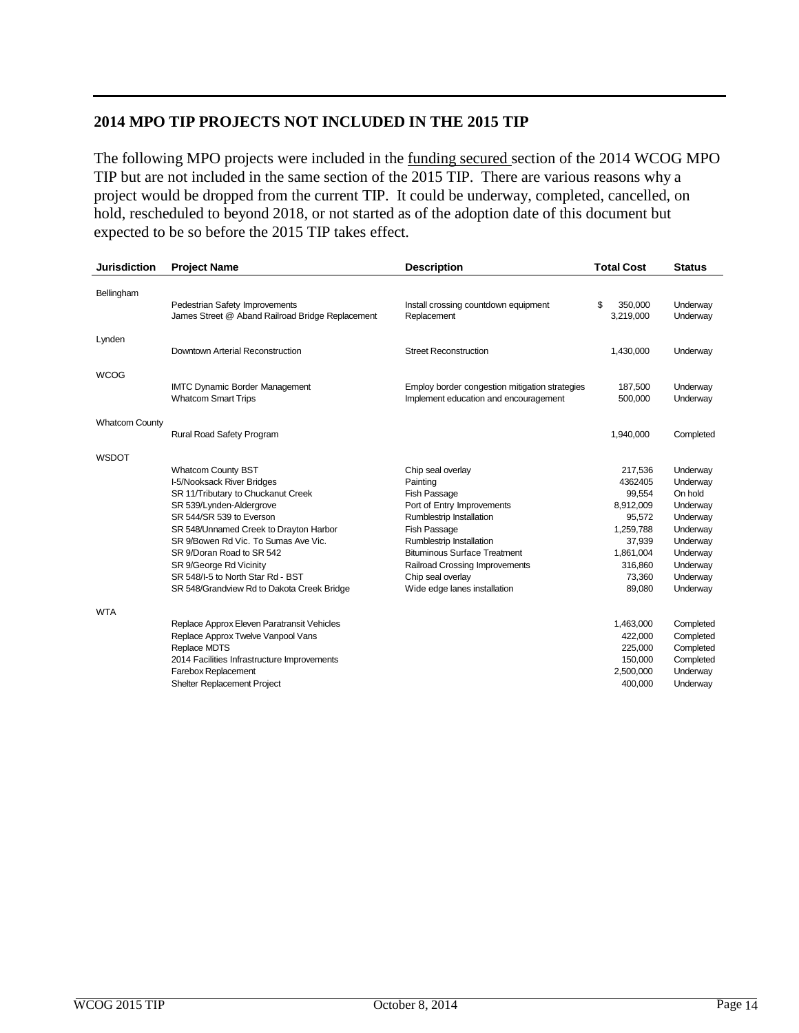## 2014 MPO TIP PROJECTS NOT INCLUDED IN THE 2015 TIP

The following MPO projects were included in the funding secured section of the 2014 WCOG MPO TIP but are not included in the same section of the 2015 TIP. There are various reasons why a project would be dropped from the current TIP. It could be underway, completed, cancelled, on hold, rescheduled to beyond 2018, or not started as of the adoption date of this document but expected to be so before the 2015 TIP takes effect.

| Jurisdiction | Project Name | Description | Total Cost | Status |
|---|---|---|---|---|
| Bellingham | | | | |
| | Pedestrian Safety Improvements | Install crossing countdown equipment | $ 350,000 | Underway |
| | James Street @ Aband Railroad Bridge Replacement | Replacement | 3,219,000 | Underway |
| Lynden | | | | |
| | Downtown Arterial Reconstruction | Street Reconstruction | 1,430,000 | Underway |
| WCOG | | | | |
| | IMTC Dynamic Border Management | Employ border congestion mitigation strategies | 187,500 | Underway |
| | Whatcom Smart Trips | Implement education and encouragement | 500,000 | Underway |
| Whatcom County | | | | |
| | Rural Road Safety Program | | 1,940,000 | Completed |
| WSDOT | | | | |
| | Whatcom County BST | Chip seal overlay | 217,536 | Underway |
| | I-5/Nooksack River Bridges | Painting | 4362405 | Underway |
| | SR 11/Tributary to Chuckanut Creek | Fish Passage | 99,554 | On hold |
| | SR 539/Lynden-Aldergrove | Port of Entry Improvements | 8,912,009 | Underway |
| | SR 544/SR 539 to Everson | Rumblestrip Installation | 95,572 | Underway |
| | SR 548/Unnamed Creek to Drayton Harbor | Fish Passage | 1,259,788 | Underway |
| | SR 9/Bowen Rd Vic. To Sumas Ave Vic. | Rumblestrip Installation | 37,939 | Underway |
| | SR 9/Doran Road to SR 542 | Bituminous Surface Treatment | 1,861,004 | Underway |
| | SR 9/George Rd Vicinity | Railroad Crossing Improvements | 316,860 | Underway |
| | SR 548/I-5 to North Star Rd - BST | Chip seal overlay | 73,360 | Underway |
| | SR 548/Grandview Rd to Dakota Creek Bridge | Wide edge lanes installation | 89,080 | Underway |
| WTA | | | | |
| | Replace Approx Eleven Paratransit Vehicles | | 1,463,000 | Completed |
| | Replace Approx Twelve Vanpool Vans | | 422,000 | Completed |
| | Replace MDTS | | 225,000 | Completed |
| | 2014 Facilities Infrastructure Improvements | | 150,000 | Completed |
| | Farebox Replacement | | 2,500,000 | Underway |
| | Shelter Replacement Project | | 400,000 | Underway |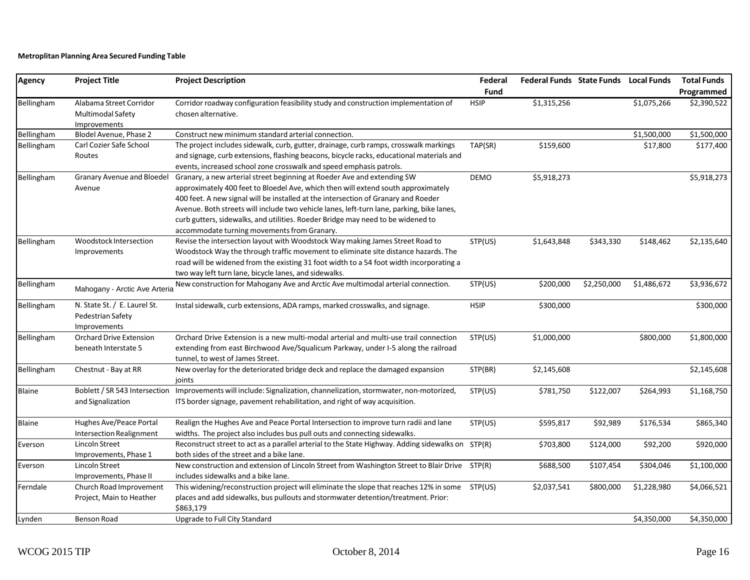**Metroplitan Planning Area Secured Funding Table**

| Agency | Project Title | Project Description | Federal Fund | Federal Funds | State Funds | Local Funds | Total Funds Programmed |
|---|---|---|---|---|---|---|---|
| Bellingham | Alabama Street Corridor Multimodal Safety Improvements | Corridor roadway configuration feasibility study and construction implementation of chosen alternative. | HSIP | $1,315,256 | | $1,075,266 | $2,390,522 |
| Bellingham | Blodel Avenue, Phase 2 | Construct new minimum standard arterial connection. | | | | $1,500,000 | $1,500,000 |
| Bellingham | Carl Cozier Safe School Routes | The project includes sidewalk, curb, gutter, drainage, curb ramps, crosswalk markings and signage, curb extensions, flashing beacons, bicycle racks, educational materials and events, increased school zone crosswalk and speed emphasis patrols. | TAP(SR) | $159,600 | | $17,800 | $177,400 |
| Bellingham | Granary Avenue and Bloedel Avenue | Granary, a new arterial street beginning at Roeder Ave and extending SW approximately 400 feet to Bloedel Ave, which then will extend south approximately 400 feet. A new signal will be installed at the intersection of Granary and Roeder Avenue. Both streets will include two vehicle lanes, left-turn lane, parking, bike lanes, curb gutters, sidewalks, and utilities. Roeder Bridge may need to be widened to accommodate turning movements from Granary. | DEMO | $5,918,273 | | | $5,918,273 |
| Bellingham | Woodstock Intersection Improvements | Revise the intersection layout with Woodstock Way making James Street Road to Woodstock Way the through traffic movement to eliminate site distance hazards. The road will be widened from the existing 31 foot width to a 54 foot width incorporating a two way left turn lane, bicycle lanes, and sidewalks. | STP(US) | $1,643,848 | $343,330 | $148,462 | $2,135,640 |
| Bellingham | Mahogany - Arctic Ave Arteria | New construction for Mahogany Ave and Arctic Ave multimodal arterial connection. | STP(US) | $200,000 | $2,250,000 | $1,486,672 | $3,936,672 |
| Bellingham | N. State St. / E. Laurel St. Pedestrian Safety Improvements | Instal sidewalk, curb extensions, ADA ramps, marked crosswalks, and signage. | HSIP | $300,000 | | | $300,000 |
| Bellingham | Orchard Drive Extension beneath Interstate 5 | Orchard Drive Extension is a new multi-modal arterial and multi-use trail connection extending from east Birchwood Ave/Squalicum Parkway, under I-5 along the railroad tunnel, to west of James Street. | STP(US) | $1,000,000 | | $800,000 | $1,800,000 |
| Bellingham | Chestnut - Bay at RR | New overlay for the deteriorated bridge deck and replace the damaged expansion joints | STP(BR) | $2,145,608 | | | $2,145,608 |
| Blaine | Boblett / SR 543 Intersection and Signalization | Improvements will include: Signalization, channelization, stormwater, non-motorized, ITS border signage, pavement rehabilitation, and right of way acquisition. | STP(US) | $781,750 | $122,007 | $264,993 | $1,168,750 |
| Blaine | Hughes Ave/Peace Portal Intersection Realignment | Realign the Hughes Ave and Peace Portal Intersection to improve turn radii and lane widths. The project also includes bus pull outs and connecting sidewalks. | STP(US) | $595,817 | $92,989 | $176,534 | $865,340 |
| Everson | Lincoln Street Improvements, Phase 1 | Reconstruct street to act as a parallel arterial to the State Highway. Adding sidewalks on both sides of the street and a bike lane. | STP(R) | $703,800 | $124,000 | $92,200 | $920,000 |
| Everson | Lincoln Street Improvements, Phase II | New construction and extension of Lincoln Street from Washington Street to Blair Drive includes sidewalks and a bike lane. | STP(R) | $688,500 | $107,454 | $304,046 | $1,100,000 |
| Ferndale | Church Road Improvement Project, Main to Heather | This widening/reconstruction project will eliminate the slope that reaches 12% in some places and add sidewalks, bus pullouts and stormwater detention/treatment. Prior: $863,179 | STP(US) | $2,037,541 | $800,000 | $1,228,980 | $4,066,521 |
| Lynden | Benson Road | Upgrade to Full City Standard | | | | $4,350,000 | $4,350,000 |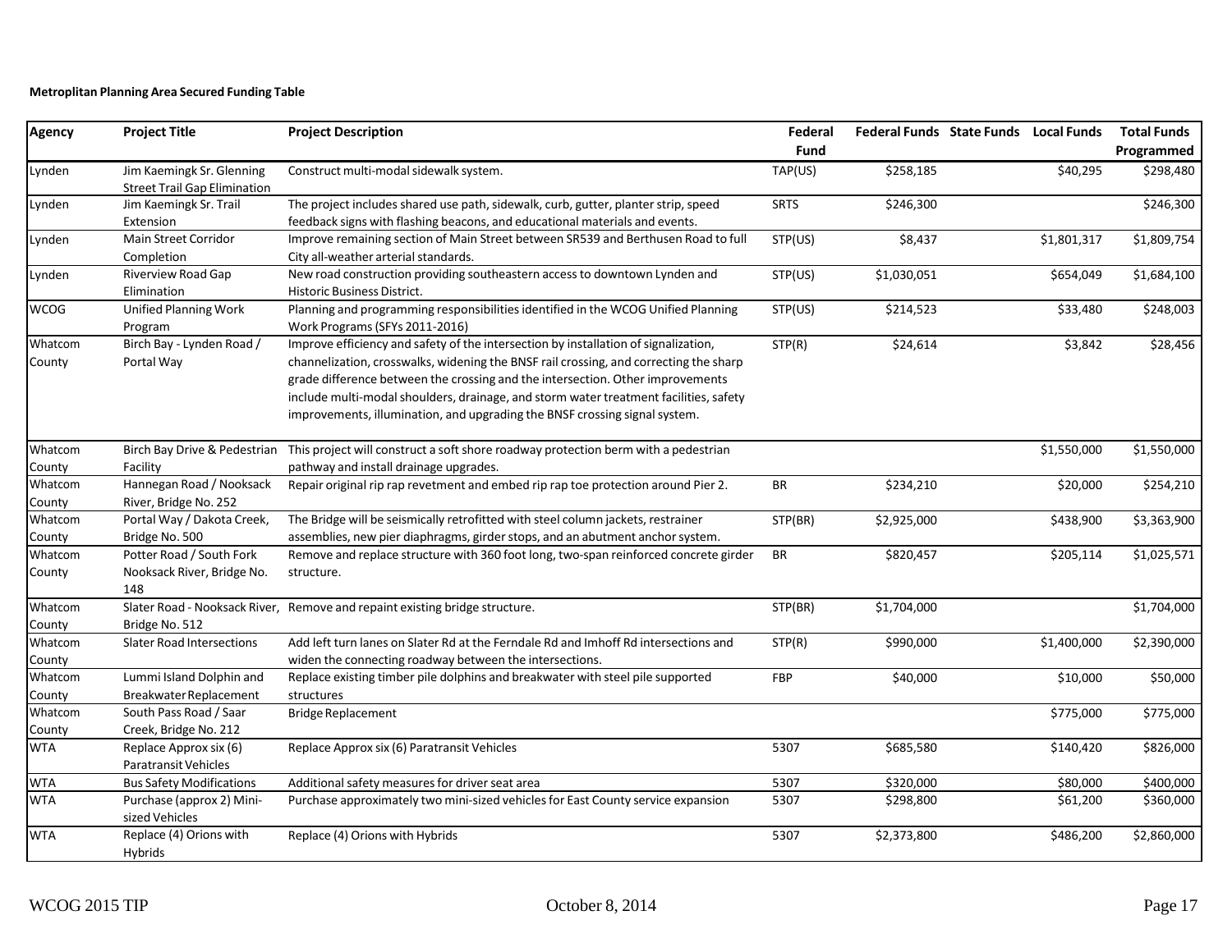**Metroplitan Planning Area Secured Funding Table**

| Agency | Project Title | Project Description | Federal Fund | Federal Funds | State Funds | Local Funds | Total Funds Programmed |
|---|---|---|---|---|---|---|---|
| Lynden | Jim Kaemingk Sr. Glenning Street Trail Gap Elimination | Construct multi-modal sidewalk system. | TAP(US) | $258,185 | | $40,295 | $298,480 |
| Lynden | Jim Kaemingk Sr. Trail Extension | The project includes shared use path, sidewalk, curb, gutter, planter strip, speed feedback signs with flashing beacons, and educational materials and events. | SRTS | $246,300 | | | $246,300 |
| Lynden | Main Street Corridor Completion | Improve remaining section of Main Street between SR539 and Berthusen Road to full City all-weather arterial standards. | STP(US) | $8,437 | | $1,801,317 | $1,809,754 |
| Lynden | Riverview Road Gap Elimination | New road construction providing southeastern access to downtown Lynden and Historic Business District. | STP(US) | $1,030,051 | | $654,049 | $1,684,100 |
| WCOG | Unified Planning Work Program | Planning and programming responsibilities identified in the WCOG Unified Planning Work Programs (SFYs 2011-2016) | STP(US) | $214,523 | | $33,480 | $248,003 |
| Whatcom County | Birch Bay - Lynden Road / Portal Way | Improve efficiency and safety of the intersection by installation of signalization, channelization, crosswalks, widening the BNSF rail crossing, and correcting the sharp grade difference between the crossing and the intersection. Other improvements include multi-modal shoulders, drainage, and storm water treatment facilities, safety improvements, illumination, and upgrading the BNSF crossing signal system. | STP(R) | $24,614 | | $3,842 | $28,456 |
| Whatcom County | Birch Bay Drive & Pedestrian Facility | This project will construct a soft shore roadway protection berm with a pedestrian pathway and install drainage upgrades. | | | | $1,550,000 | $1,550,000 |
| Whatcom County | Hannegan Road / Nooksack River, Bridge No. 252 | Repair original rip rap revetment and embed rip rap toe protection around Pier 2. | BR | $234,210 | | $20,000 | $254,210 |
| Whatcom County | Portal Way / Dakota Creek, Bridge No. 500 | The Bridge will be seismically retrofitted with steel column jackets, restrainer assemblies, new pier diaphragms, girder stops, and an abutment anchor system. | STP(BR) | $2,925,000 | | $438,900 | $3,363,900 |
| Whatcom County | Potter Road / South Fork Nooksack River, Bridge No. 148 | Remove and replace structure with 360 foot long, two-span reinforced concrete girder structure. | BR | $820,457 | | $205,114 | $1,025,571 |
| Whatcom County | Slater Road - Nooksack River, Bridge No. 512 | Remove and repaint existing bridge structure. | STP(BR) | $1,704,000 | | | $1,704,000 |
| Whatcom County | Slater Road Intersections | Add left turn lanes on Slater Rd at the Ferndale Rd and Imhoff Rd intersections and widen the connecting roadway between the intersections. | STP(R) | $990,000 | | $1,400,000 | $2,390,000 |
| Whatcom County | Lummi Island Dolphin and Breakwater Replacement | Replace existing timber pile dolphins and breakwater with steel pile supported structures | FBP | $40,000 | | $10,000 | $50,000 |
| Whatcom County | South Pass Road / Saar Creek, Bridge No. 212 | Bridge Replacement | | | | $775,000 | $775,000 |
| WTA | Replace Approx six (6) Paratransit Vehicles | Replace Approx six (6) Paratransit Vehicles | 5307 | $685,580 | | $140,420 | $826,000 |
| WTA | Bus Safety Modifications | Additional safety measures for driver seat area | 5307 | $320,000 | | $80,000 | $400,000 |
| WTA | Purchase (approx 2) Mini-sized Vehicles | Purchase approximately two mini-sized vehicles for East County service expansion | 5307 | $298,800 | | $61,200 | $360,000 |
| WTA | Replace (4) Orions with Hybrids | Replace (4) Orions with Hybrids | 5307 | $2,373,800 | | $486,200 | $2,860,000 |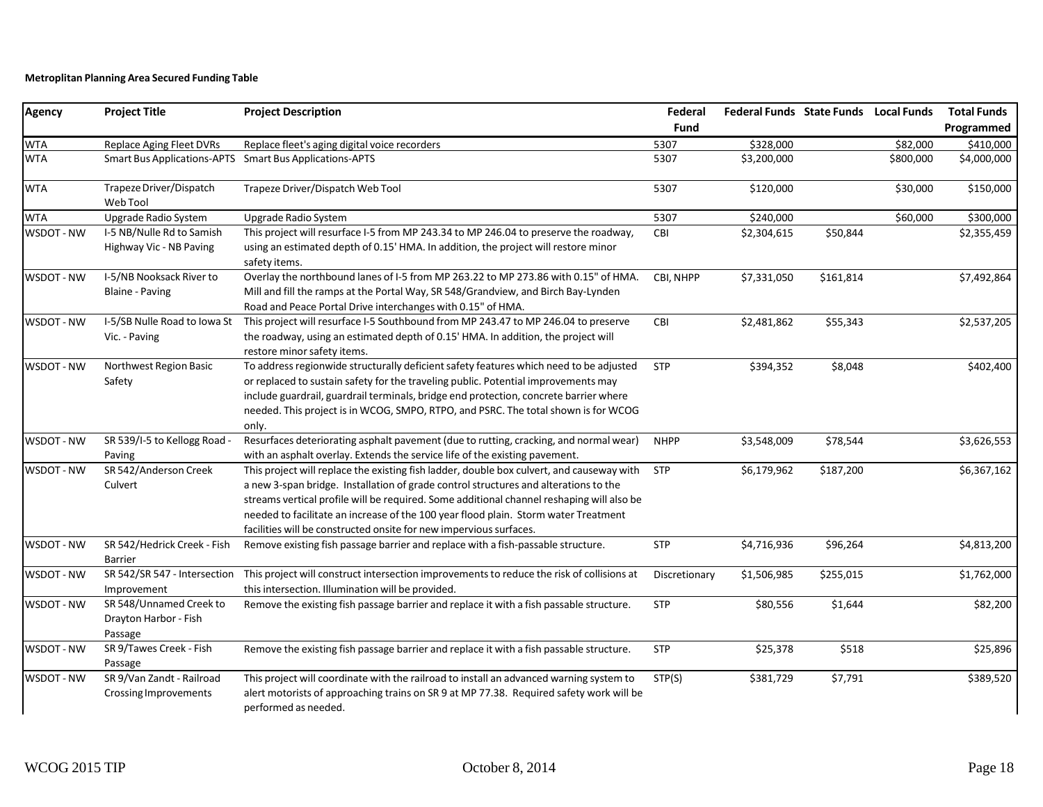**Metroplitan Planning Area Secured Funding Table**

| Agency | Project Title | Project Description | Federal Fund | Federal Funds | State Funds | Local Funds | Total Funds Programmed |
|---|---|---|---|---|---|---|---|
| WTA | Replace Aging Fleet DVRs | Replace fleet's aging digital voice recorders | 5307 | $328,000 | | $82,000 | $410,000 |
| WTA | Smart Bus Applications-APTS | Smart Bus Applications-APTS | 5307 | $3,200,000 | | $800,000 | $4,000,000 |
| WTA | Trapeze Driver/Dispatch Web Tool | Trapeze Driver/Dispatch Web Tool | 5307 | $120,000 | | $30,000 | $150,000 |
| WTA | Upgrade Radio System | Upgrade Radio System | 5307 | $240,000 | | $60,000 | $300,000 |
| WSDOT - NW | I-5 NB/Nulle Rd to Samish Highway Vic - NB Paving | This project will resurface I-5 from MP 243.34 to MP 246.04 to preserve the roadway, using an estimated depth of 0.15' HMA. In addition, the project will restore minor safety items. | CBI | $2,304,615 | $50,844 | | $2,355,459 |
| WSDOT - NW | I-5/NB Nooksack River to Blaine - Paving | Overlay the northbound lanes of I-5 from MP 263.22 to MP 273.86 with 0.15" of HMA. Mill and fill the ramps at the Portal Way, SR 548/Grandview, and Birch Bay-Lynden Road and Peace Portal Drive interchanges with 0.15" of HMA. | CBI, NHPP | $7,331,050 | $161,814 | | $7,492,864 |
| WSDOT - NW | I-5/SB Nulle Road to Iowa St Vic. - Paving | This project will resurface I-5 Southbound from MP 243.47 to MP 246.04 to preserve the roadway, using an estimated depth of 0.15' HMA. In addition, the project will restore minor safety items. | CBI | $2,481,862 | $55,343 | | $2,537,205 |
| WSDOT - NW | Northwest Region Basic Safety | To address regionwide structurally deficient safety features which need to be adjusted or replaced to sustain safety for the traveling public. Potential improvements may include guardrail, guardrail terminals, bridge end protection, concrete barrier where needed. This project is in WCOG, SMPO, RTPO, and PSRC. The total shown is for WCOG only. | STP | $394,352 | $8,048 | | $402,400 |
| WSDOT - NW | SR 539/I-5 to Kellogg Road - Paving | Resurfaces deteriorating asphalt pavement (due to rutting, cracking, and normal wear) with an asphalt overlay. Extends the service life of the existing pavement. | NHPP | $3,548,009 | $78,544 | | $3,626,553 |
| WSDOT - NW | SR 542/Anderson Creek Culvert | This project will replace the existing fish ladder, double box culvert, and causeway with a new 3-span bridge. Installation of grade control structures and alterations to the streams vertical profile will be required. Some additional channel reshaping will also be needed to facilitate an increase of the 100 year flood plain. Storm water Treatment facilities will be constructed onsite for new impervious surfaces. | STP | $6,179,962 | $187,200 | | $6,367,162 |
| WSDOT - NW | SR 542/Hedrick Creek - Fish Barrier | Remove existing fish passage barrier and replace with a fish-passable structure. | STP | $4,716,936 | $96,264 | | $4,813,200 |
| WSDOT - NW | SR 542/SR 547 - Intersection Improvement | This project will construct intersection improvements to reduce the risk of collisions at this intersection. Illumination will be provided. | Discretionary | $1,506,985 | $255,015 | | $1,762,000 |
| WSDOT - NW | SR 548/Unnamed Creek to Drayton Harbor - Fish Passage | Remove the existing fish passage barrier and replace it with a fish passable structure. | STP | $80,556 | $1,644 | | $82,200 |
| WSDOT - NW | SR 9/Tawes Creek - Fish Passage | Remove the existing fish passage barrier and replace it with a fish passable structure. | STP | $25,378 | $518 | | $25,896 |
| WSDOT - NW | SR 9/Van Zandt - Railroad Crossing Improvements | This project will coordinate with the railroad to install an advanced warning system to alert motorists of approaching trains on SR 9 at MP 77.38. Required safety work will be performed as needed. | STP(S) | $381,729 | $7,791 | | $389,520 |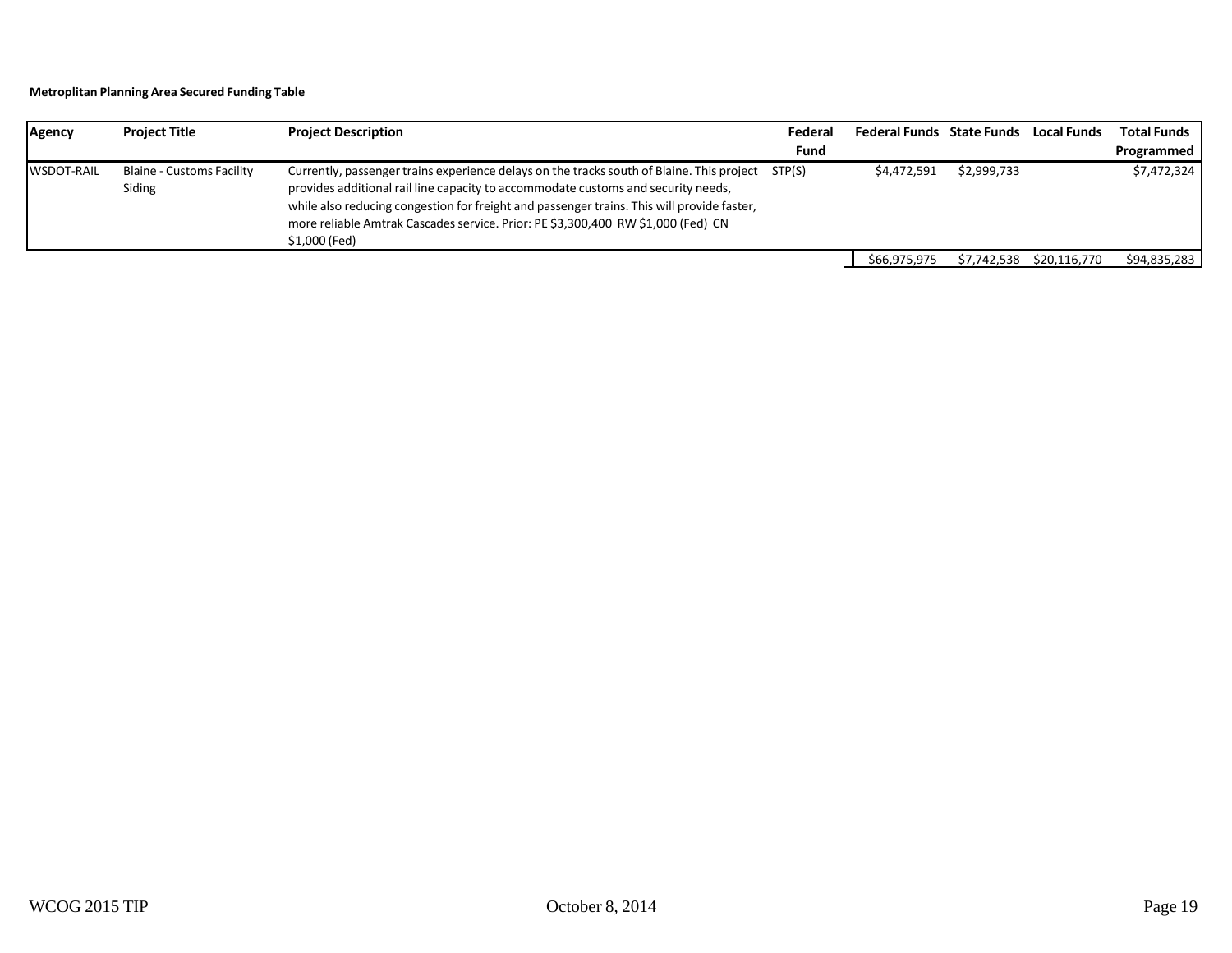**Metroplitan Planning Area Secured Funding Table**

| Agency | Project Title | Project Description | Federal Fund | Federal Funds | State Funds | Local Funds | Total Funds Programmed |
|---|---|---|---|---|---|---|---|
| WSDOT-RAIL | Blaine - Customs Facility Siding | Currently, passenger trains experience delays on the tracks south of Blaine. This project provides additional rail line capacity to accommodate customs and security needs, while also reducing congestion for freight and passenger trains. This will provide faster, more reliable Amtrak Cascades service. Prior: PE $3,300,400 RW $1,000 (Fed) CN $1,000 (Fed) | STP(S) | $4,472,591 | $2,999,733 | | $7,472,324 |
| | | | | $66,975,975 | $7,742,538 | $20,116,770 | $94,835,283 |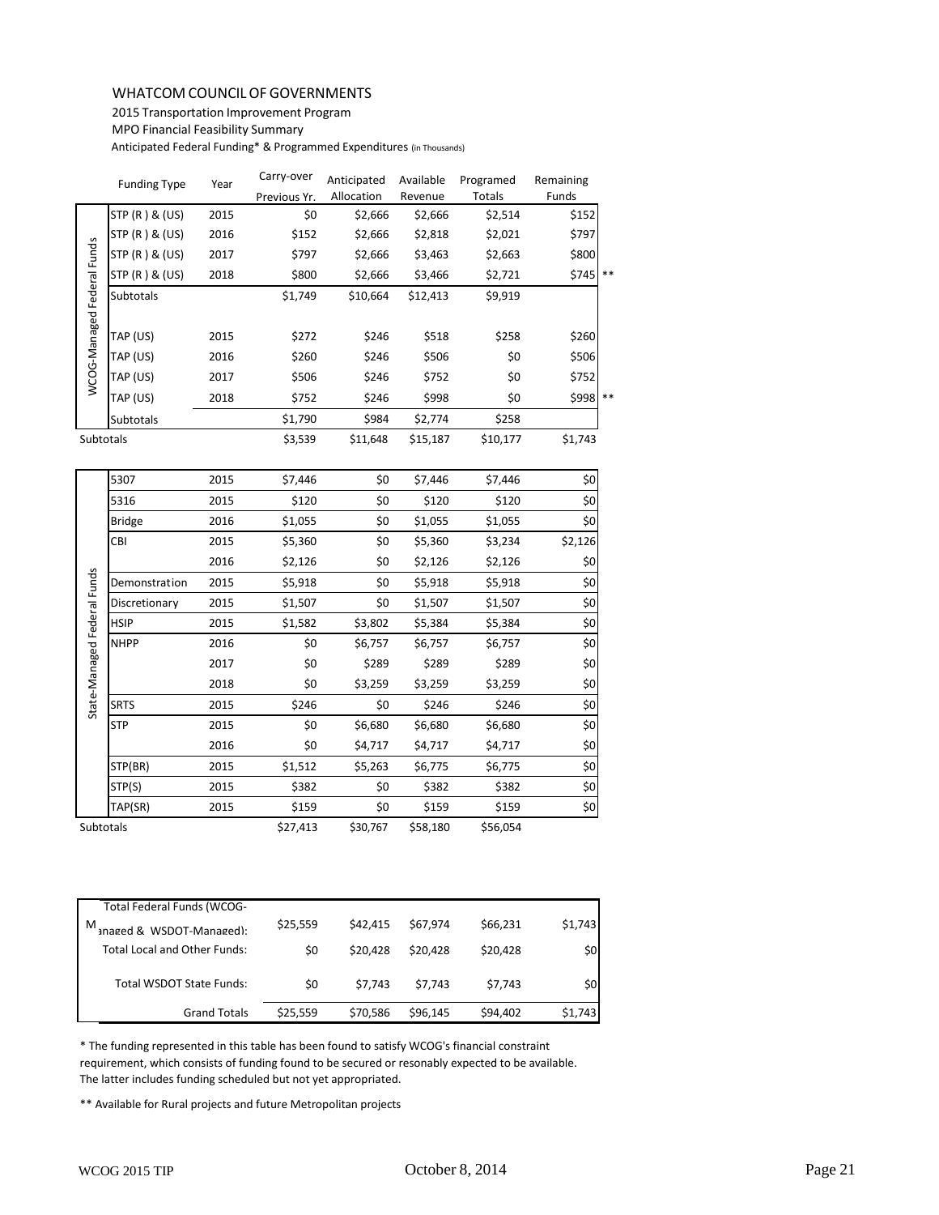WHATCOM COUNCIL OF GOVERNMENTS

2015 Transportation Improvement Program

MPO Financial Feasibility Summary

Anticipated Federal Funding* & Programmed Expenditures (in Thousands)

| | Funding Type | Year | Carry-over Previous Yr. | Anticipated Allocation | Available Revenue | Programed Totals | Remaining Funds | |
|---|---|---|---|---|---|---|---|---|
| WCOG-Managed Federal Funds | STP (R ) & (US) | 2015 | $0 | $2,666 | $2,666 | $2,514 | $152 | |
| | STP (R ) & (US) | 2016 | $152 | $2,666 | $2,818 | $2,021 | $797 | |
| | STP (R ) & (US) | 2017 | $797 | $2,666 | $3,463 | $2,663 | $800 | |
| | STP (R ) & (US) | 2018 | $800 | $2,666 | $3,466 | $2,721 | $745 | ** |
| | Subtotals | | $1,749 | $10,664 | $12,413 | $9,919 | | |
| | TAP (US) | 2015 | $272 | $246 | $518 | $258 | $260 | |
| | TAP (US) | 2016 | $260 | $246 | $506 | $0 | $506 | |
| | TAP (US) | 2017 | $506 | $246 | $752 | $0 | $752 | |
| | TAP (US) | 2018 | $752 | $246 | $998 | $0 | $998 | ** |
| | Subtotals | | $1,790 | $984 | $2,774 | $258 | | |
| Subtotals | | | $3,539 | $11,648 | $15,187 | $10,177 | $1,743 | |

| | Funding Type | Year | Carry-over Previous Yr. | Anticipated Allocation | Available Revenue | Programed Totals | Remaining Funds |
|---|---|---|---|---|---|---|---|
| State-Managed Federal Funds | 5307 | 2015 | $7,446 | $0 | $7,446 | $7,446 | $0 |
| | 5316 | 2015 | $120 | $0 | $120 | $120 | $0 |
| | Bridge | 2016 | $1,055 | $0 | $1,055 | $1,055 | $0 |
| | CBI | 2015 | $5,360 | $0 | $5,360 | $3,234 | $2,126 |
| | | 2016 | $2,126 | $0 | $2,126 | $2,126 | $0 |
| | Demonstration | 2015 | $5,918 | $0 | $5,918 | $5,918 | $0 |
| | Discretionary | 2015 | $1,507 | $0 | $1,507 | $1,507 | $0 |
| | HSIP | 2015 | $1,582 | $3,802 | $5,384 | $5,384 | $0 |
| | NHPP | 2016 | $0 | $6,757 | $6,757 | $6,757 | $0 |
| | | 2017 | $0 | $289 | $289 | $289 | $0 |
| | | 2018 | $0 | $3,259 | $3,259 | $3,259 | $0 |
| | SRTS | 2015 | $246 | $0 | $246 | $246 | $0 |
| | STP | 2015 | $0 | $6,680 | $6,680 | $6,680 | $0 |
| | | 2016 | $0 | $4,717 | $4,717 | $4,717 | $0 |
| | STP(BR) | 2015 | $1,512 | $5,263 | $6,775 | $6,775 | $0 |
| | STP(S) | 2015 | $382 | $0 | $382 | $382 | $0 |
| | TAP(SR) | 2015 | $159 | $0 | $159 | $159 | $0 |
| Subtotals | | | $27,413 | $30,767 | $58,180 | $56,054 | |

| | Carry-over Previous Yr. | Anticipated Allocation | Available Revenue | Programed Totals | Remaining Funds |
|---|---|---|---|---|---|
| Total Federal Funds (WCOG-Managed & WSDOT-Managed): | $25,559 | $42,415 | $67,974 | $66,231 | $1,743 |
| Total Local and Other Funds: | $0 | $20,428 | $20,428 | $20,428 | $0 |
| Total WSDOT State Funds: | $0 | $7,743 | $7,743 | $7,743 | $0 |
| Grand Totals | $25,559 | $70,586 | $96,145 | $94,402 | $1,743 |

* The funding represented in this table has been found to satisfy WCOG's financial constraint requirement, which consists of funding found to be secured or resonably expected to be available. The latter includes funding scheduled but not yet appropriated.

** Available for Rural projects and future Metropolitan projects

October 8, 2014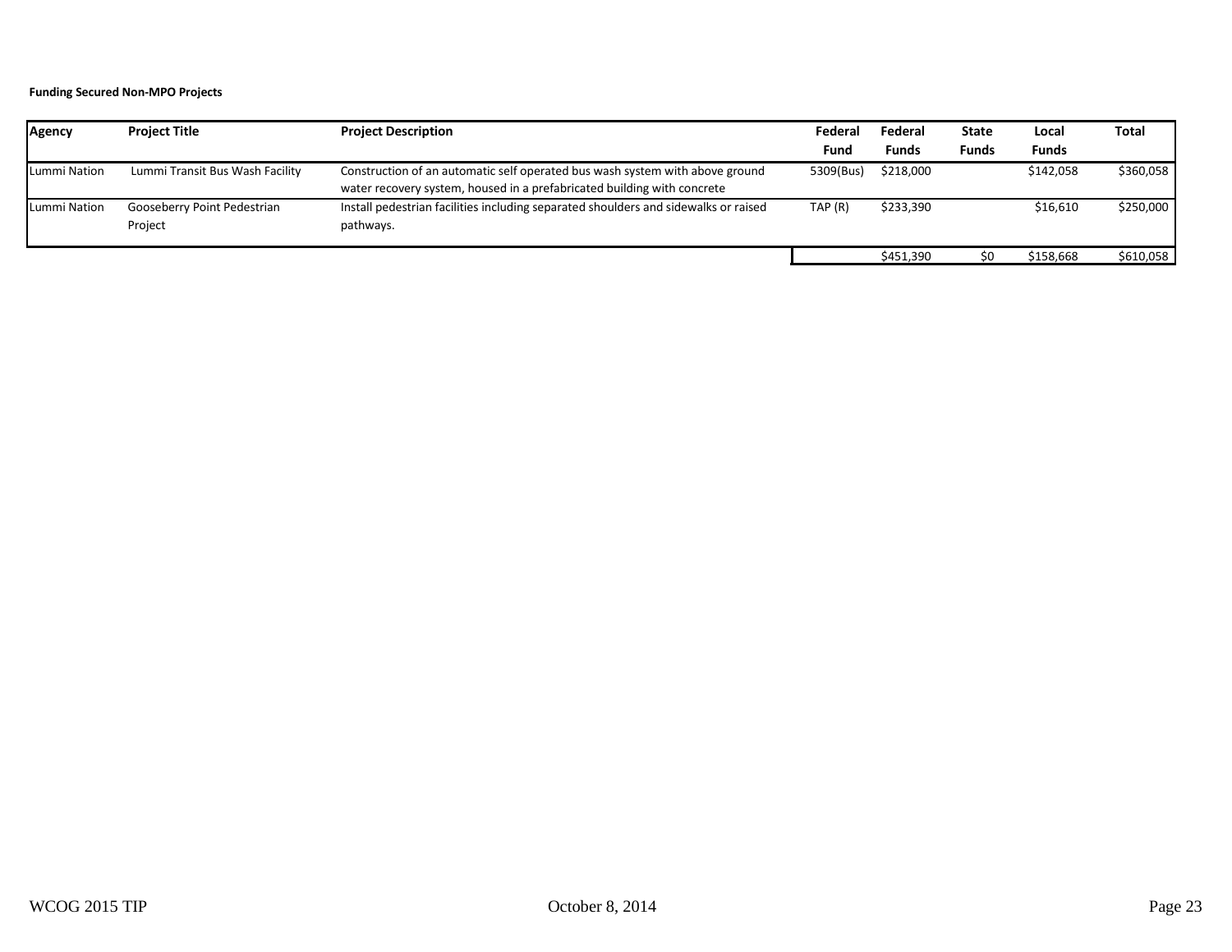**Funding Secured Non-MPO Projects**

| Agency | Project Title | Project Description | Federal Fund | Federal Funds | State Funds | Local Funds | Total |
|---|---|---|---|---|---|---|---|
| Lummi Nation | Lummi Transit Bus Wash Facility | Construction of an automatic self operated bus wash system with above ground water recovery system, housed in a prefabricated building with concrete | 5309(Bus) | $218,000 | | $142,058 | $360,058 |
| Lummi Nation | Gooseberry Point Pedestrian Project | Install pedestrian facilities including separated shoulders and sidewalks or raised pathways. | TAP (R) | $233,390 | | $16,610 | $250,000 |
| | | | | $451,390 | $0 | $158,668 | $610,058 |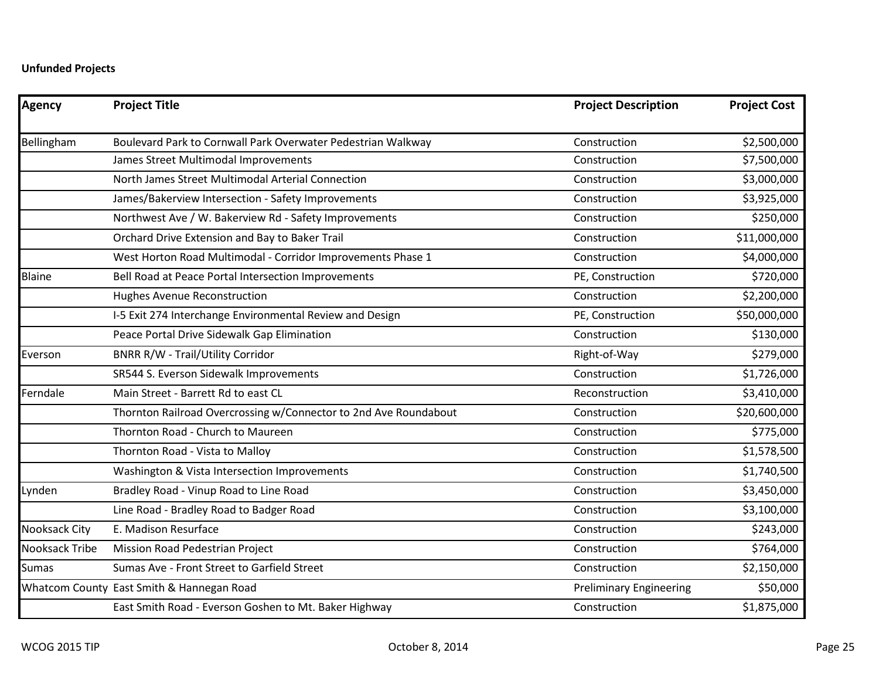**Unfunded Projects**

| Agency | Project Title | Project Description | Project Cost |
|---|---|---|---|
| Bellingham | Boulevard Park to Cornwall Park Overwater Pedestrian Walkway | Construction | $2,500,000 |
| | James Street Multimodal Improvements | Construction | $7,500,000 |
| | North James Street Multimodal Arterial Connection | Construction | $3,000,000 |
| | James/Bakerview Intersection - Safety Improvements | Construction | $3,925,000 |
| | Northwest Ave / W. Bakerview Rd - Safety Improvements | Construction | $250,000 |
| | Orchard Drive Extension and Bay to Baker Trail | Construction | $11,000,000 |
| | West Horton Road Multimodal - Corridor Improvements Phase 1 | Construction | $4,000,000 |
| Blaine | Bell Road at Peace Portal Intersection Improvements | PE, Construction | $720,000 |
| | Hughes Avenue Reconstruction | Construction | $2,200,000 |
| | I-5 Exit 274 Interchange Environmental Review and Design | PE, Construction | $50,000,000 |
| | Peace Portal Drive Sidewalk Gap Elimination | Construction | $130,000 |
| Everson | BNRR R/W - Trail/Utility Corridor | Right-of-Way | $279,000 |
| | SR544 S. Everson Sidewalk Improvements | Construction | $1,726,000 |
| Ferndale | Main Street - Barrett Rd to east CL | Reconstruction | $3,410,000 |
| | Thornton Railroad Overcrossing w/Connector to 2nd Ave Roundabout | Construction | $20,600,000 |
| | Thornton Road - Church to Maureen | Construction | $775,000 |
| | Thornton Road - Vista to Malloy | Construction | $1,578,500 |
| | Washington & Vista Intersection Improvements | Construction | $1,740,500 |
| Lynden | Bradley Road - Vinup Road to Line Road | Construction | $3,450,000 |
| | Line Road - Bradley Road to Badger Road | Construction | $3,100,000 |
| Nooksack City | E. Madison Resurface | Construction | $243,000 |
| Nooksack Tribe | Mission Road Pedestrian Project | Construction | $764,000 |
| Sumas | Sumas Ave - Front Street to Garfield Street | Construction | $2,150,000 |
| Whatcom County | East Smith & Hannegan Road | Preliminary Engineering | $50,000 |
| | East Smith Road - Everson Goshen to Mt. Baker Highway | Construction | $1,875,000 |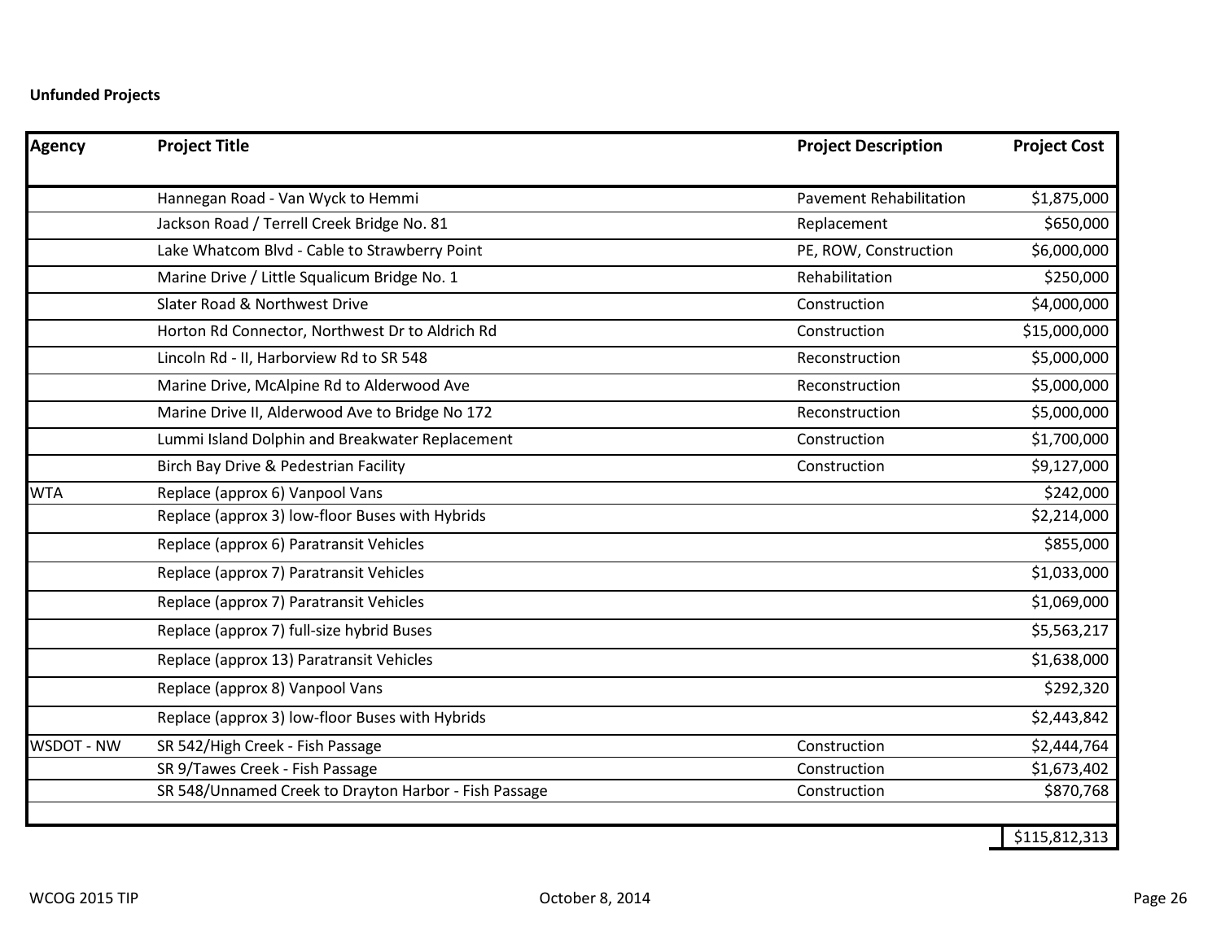**Unfunded Projects**

| Agency | Project Title | Project Description | Project Cost |
|---|---|---|---|
| | Hannegan Road - Van Wyck to Hemmi | Pavement Rehabilitation | $1,875,000 |
| | Jackson Road / Terrell Creek Bridge No. 81 | Replacement | $650,000 |
| | Lake Whatcom Blvd - Cable to Strawberry Point | PE, ROW, Construction | $6,000,000 |
| | Marine Drive / Little Squalicum Bridge No. 1 | Rehabilitation | $250,000 |
| | Slater Road & Northwest Drive | Construction | $4,000,000 |
| | Horton Rd Connector, Northwest Dr to Aldrich Rd | Construction | $15,000,000 |
| | Lincoln Rd - II, Harborview Rd to SR 548 | Reconstruction | $5,000,000 |
| | Marine Drive, McAlpine Rd to Alderwood Ave | Reconstruction | $5,000,000 |
| | Marine Drive II, Alderwood Ave to Bridge No 172 | Reconstruction | $5,000,000 |
| | Lummi Island Dolphin and Breakwater Replacement | Construction | $1,700,000 |
| | Birch Bay Drive & Pedestrian Facility | Construction | $9,127,000 |
| WTA | Replace (approx 6) Vanpool Vans | | $242,000 |
| | Replace (approx 3) low-floor Buses with Hybrids | | $2,214,000 |
| | Replace (approx 6) Paratransit Vehicles | | $855,000 |
| | Replace (approx 7) Paratransit Vehicles | | $1,033,000 |
| | Replace (approx 7) Paratransit Vehicles | | $1,069,000 |
| | Replace (approx 7) full-size hybrid Buses | | $5,563,217 |
| | Replace (approx 13) Paratransit Vehicles | | $1,638,000 |
| | Replace (approx 8) Vanpool Vans | | $292,320 |
| | Replace (approx 3) low-floor Buses with Hybrids | | $2,443,842 |
| WSDOT - NW | SR 542/High Creek - Fish Passage | Construction | $2,444,764 |
| | SR 9/Tawes Creek - Fish Passage | Construction | $1,673,402 |
| | SR 548/Unnamed Creek to Drayton Harbor - Fish Passage | Construction | $870,768 |
| | | | |
| | | | $115,812,313 |